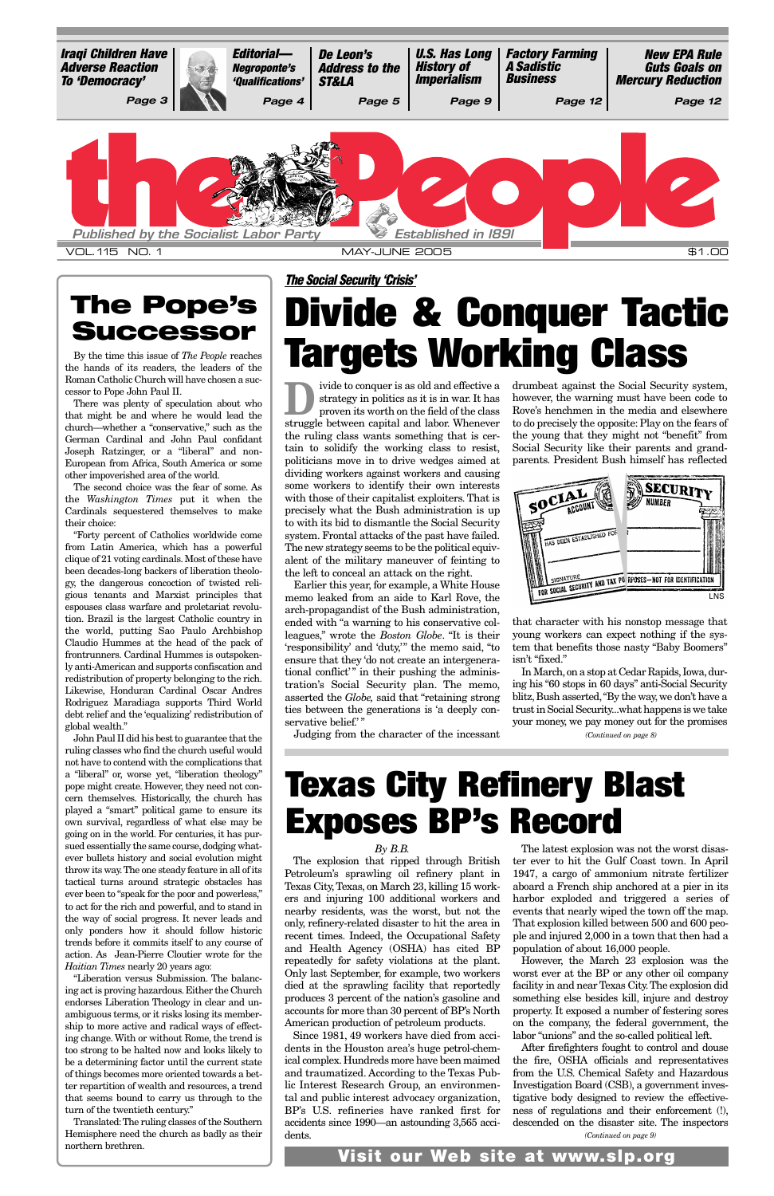**Iraqi Children Have Adverse Reaction To 'Democracy'** Page 3

**Editorial— Negroponte's 'Qualifications'** Page 4

**De Leon's Address to the ST&LA** Page 5

**U.S. Has Long History of Imperialism** Page 9

**Factory Farming A Sadistic Business** Page 12

**New EPA Rule Guts Goals on Mercury Reduction** Page 12

# the People

Published by the Socialist Labor Party — Established in 1891

VOL. 115 NO. 1 — MAY-JUNE 2005 — $1.00

## The Pope's Successor

By the time this issue of *The People* reaches the hands of its readers, the leaders of the Roman Catholic Church will have chosen a successor to Pope John Paul II.

There was plenty of speculation about who that might be and where he would lead the church—whether a "conservative," such as the German Cardinal and John Paul confidant Joseph Ratzinger, or a "liberal" and non-European from Africa, South America or some other impoverished area of the world.

The second choice was the fear of some. As the *Washington Times* put it when the Cardinals sequestered themselves to make their choice:

"Forty percent of Catholics worldwide come from Latin America, which has a powerful clique of 21 voting cardinals. Most of these have been decades-long backers of liberation theology, the dangerous concoction of twisted religious tenants and Marxist principles that espouses class warfare and proletariat revolution. Brazil is the largest Catholic country in the world, putting Sao Paulo Archbishop Claudio Hummes at the head of the pack of frontrunners. Cardinal Hummes is outspokenly anti-American and supports confiscation and redistribution of property belonging to the rich. Likewise, Honduran Cardinal Oscar Andres Rodriguez Maradiaga supports Third World debt relief and the 'equalizing' redistribution of global wealth."

John Paul II did his best to guarantee that the ruling classes who find the church useful would not have to contend with the complications that a "liberal" or, worse yet, "liberation theology" pope might create. However, they need not concern themselves. Historically, the church has played a "smart" political game to ensure its own survival, regardless of what else may be going on in the world. For centuries, it has pursued essentially the same course, dodging whatever bullets history and social evolution might throw its way. The one steady feature in all of its tactical turns around strategic obstacles has ever been to "speak for the poor and powerless," to act for the rich and powerful, and to stand in the way of social progress. It never leads and only ponders how it should follow historic trends before it commits itself to any course of action. As Jean-Pierre Cloutier wrote for the *Haitian Times* nearly 20 years ago:

"Liberation versus Submission. The balancing act is proving hazardous. Either the Church endorses Liberation Theology in clear and unambiguous terms, or it risks losing its membership to more active and radical ways of effecting change. With or without Rome, the trend is too strong to be halted now and looks likely to be a determining factor until the current state of things becomes more oriented towards a better repartition of wealth and resources, a trend that seems bound to carry us through to the turn of the twentieth century."

Translated: The ruling classes of the Southern Hemisphere need the church as badly as their northern brethren.

*The Social Security 'Crisis'*

# Divide & Conquer Tactic Targets Working Class

Divide to conquer is as old and effective a strategy in politics as it is in war. It has proven its worth on the field of the class struggle between capital and labor. Whenever the ruling class wants something that is certain to solidify the working class to resist, politicians move in to drive wedges aimed at dividing workers against workers and causing some workers to identify their own interests with those of their capitalist exploiters. That is precisely what the Bush administration is up to with its bid to dismantle the Social Security system. Frontal attacks of the past have failed. The new strategy seems to be the political equivalent of the military maneuver of feinting to the left to conceal an attack on the right.

Earlier this year, for example, a White House memo leaked from an aide to Karl Rove, the arch-propagandist of the Bush administration, ended with "a warning to his conservative colleagues," wrote the *Boston Globe*. "It is their 'responsibility' and 'duty,'" the memo said, "to ensure that they 'do not create an intergenerational conflict'" in their pushing the administration's Social Security plan. The memo, asserted the *Globe,* said that "retaining strong ties between the generations is 'a deeply conservative belief.'"

Judging from the character of the incessant drumbeat against the Social Security system, however, the warning must have been code to Rove's henchmen in the media and elsewhere to do precisely the opposite: Play on the fears of the young that they might not "benefit" from Social Security like their parents and grandparents. President Bush himself has reflected that character with his nonstop message that young workers can expect nothing if the system that benefits those nasty "Baby Boomers" isn't "fixed."

In March, on a stop at Cedar Rapids, Iowa, during his "60 stops in 60 days" anti-Social Security blitz, Bush asserted, "By the way, we don't have a trust in Social Security...what happens is we take your money, we pay money out for the promises

*(Continued on page 8)*

# Texas City Refinery Blast Exposes BP's Record

*By B.B.*

The explosion that ripped through British Petroleum's sprawling oil refinery plant in Texas City, Texas, on March 23, killing 15 workers and injuring 100 additional workers and nearby residents, was the worst, but not the only, refinery-related disaster to hit the area in recent times. Indeed, the Occupational Safety and Health Agency (OSHA) has cited BP repeatedly for safety violations at the plant. Only last September, for example, two workers died at the sprawling facility that reportedly produces 3 percent of the nation's gasoline and accounts for more than 30 percent of BP's North American production of petroleum products.

Since 1981, 49 workers have died from accidents in the Houston area's huge petrol-chemical complex. Hundreds more have been maimed and traumatized. According to the Texas Public Interest Research Group, an environmental and public interest advocacy organization, BP's U.S. refineries have ranked first for accidents since 1990—an astounding 3,565 accidents.

The latest explosion was not the worst disaster ever to hit the Gulf Coast town. In April 1947, a cargo of ammonium nitrate fertilizer aboard a French ship anchored at a pier in its harbor exploded and triggered a series of events that nearly wiped the town off the map. That explosion killed between 500 and 600 people and injured 2,000 in a town that then had a population of about 16,000 people.

However, the March 23 explosion was the worst ever at the BP or any other oil company facility in and near Texas City. The explosion did something else besides kill, injure and destroy property. It exposed a number of festering sores on the company, the federal government, the labor "unions" and the so-called political left.

After firefighters fought to control and douse the fire, OSHA officials and representatives from the U.S. Chemical Safety and Hazardous Investigation Board (CSB), a government investigative body designed to review the effectiveness of regulations and their enforcement (!), descended on the disaster site. The inspectors

*(Continued on page 9)*

**Visit our Web site at www.slp.org**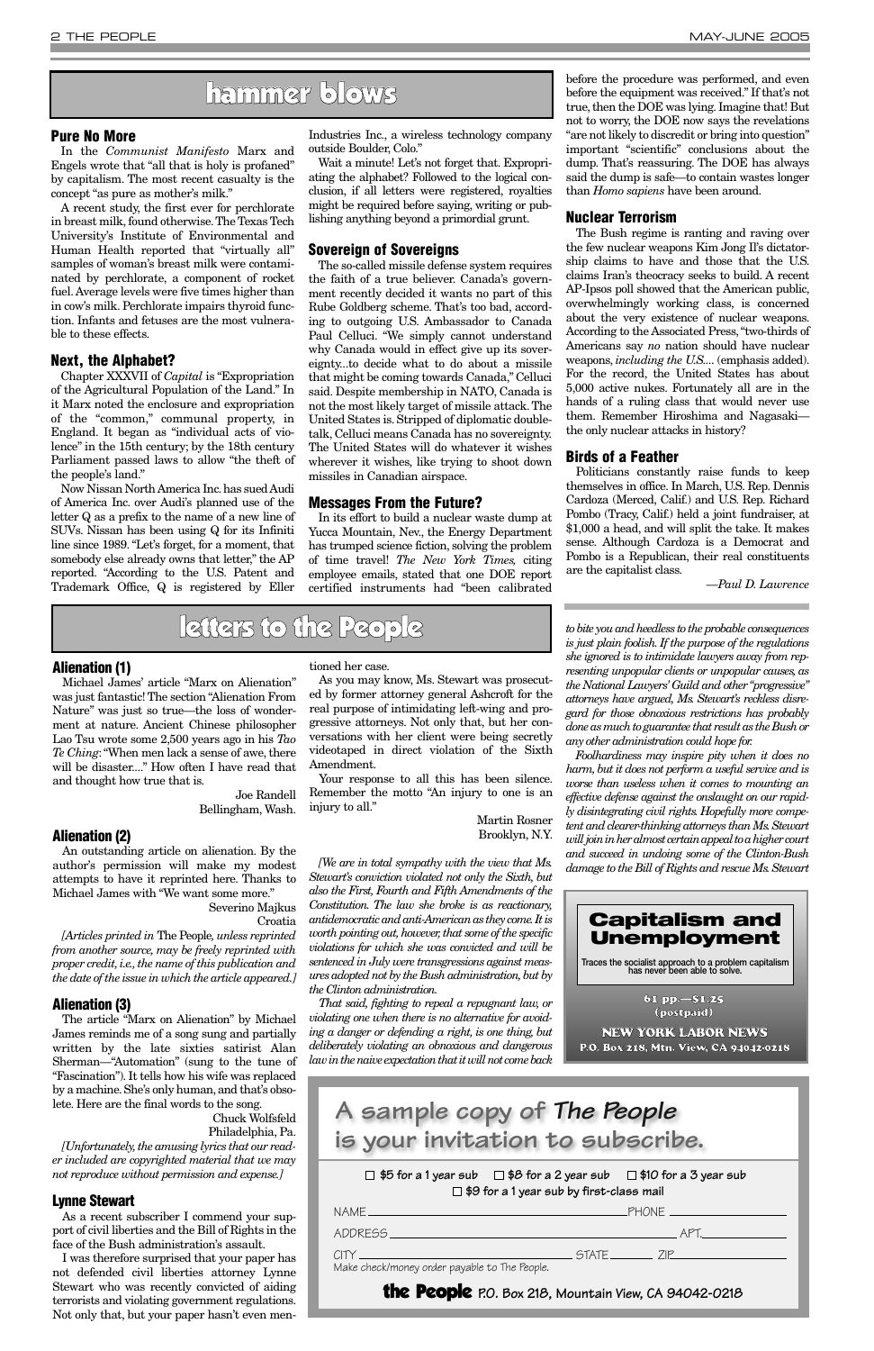# hammer blows

### Pure No More

In the *Communist Manifesto* Marx and Engels wrote that "all that is holy is profaned" by capitalism. The most recent casualty is the concept "as pure as mother's milk."

A recent study, the first ever for perchlorate in breast milk, found otherwise. The Texas Tech University's Institute of Environmental and Human Health reported that "virtually all" samples of woman's breast milk were contaminated by perchlorate, a component of rocket fuel. Average levels were five times higher than in cow's milk. Perchlorate impairs thyroid function. Infants and fetuses are the most vulnerable to these effects.

### Next, the Alphabet?

Chapter XXXVII of *Capital* is "Expropriation of the Agricultural Population of the Land." In it Marx noted the enclosure and expropriation of the "common," communal property, in England. It began as "individual acts of violence" in the 15th century; by the 18th century Parliament passed laws to allow "the theft of the people's land."

Now Nissan North America Inc. has sued Audi of America Inc. over Audi's planned use of the letter Q as a prefix to the name of a new line of SUVs. Nissan has been using Q for its Infiniti line since 1989. "Let's forget, for a moment, that somebody else already owns that letter," the AP reported. "According to the U.S. Patent and Trademark Office, Q is registered by Eller Industries Inc., a wireless technology company outside Boulder, Colo."

Wait a minute! Let's not forget that. Expropriating the alphabet? Followed to the logical conclusion, if all letters were registered, royalties might be required before saying, writing or publishing anything beyond a primordial grunt.

### Sovereign of Sovereigns

The so-called missile defense system requires the faith of a true believer. Canada's government recently decided it wants no part of this Rube Goldberg scheme. That's too bad, according to outgoing U.S. Ambassador to Canada Paul Celluci. "We simply cannot understand why Canada would in effect give up its sovereignty...to decide what to do about a missile that might be coming towards Canada," Celluci said. Despite membership in NATO, Canada is not the most likely target of missile attack. The United States is. Stripped of diplomatic doubletalk, Celluci means Canada has no sovereignty. The United States will do whatever it wishes wherever it wishes, like trying to shoot down missiles in Canadian airspace.

### Messages From the Future?

In its effort to build a nuclear waste dump at Yucca Mountain, Nev., the Energy Department has trumped science fiction, solving the problem of time travel! *The New York Times,* citing employee emails, stated that one DOE report certified instruments had "been calibrated before the procedure was performed, and even before the equipment was received." If that's not true, then the DOE was lying. Imagine that! But not to worry, the DOE now says the revelations "are not likely to discredit or bring into question" important "scientific" conclusions about the dump. That's reassuring. The DOE has always said the dump is safe—to contain wastes longer than *Homo sapiens* have been around.

### Nuclear Terrorism

The Bush regime is ranting and raving over the few nuclear weapons Kim Jong Il's dictatorship claims to have and those that the U.S. claims Iran's theocracy seeks to build. A recent AP-Ipsos poll showed that the American public, overwhelmingly working class, is concerned about the very existence of nuclear weapons. According to the Associated Press, "two-thirds of Americans say *no* nation should have nuclear weapons, *including the U.S.*... (emphasis added). For the record, the United States has about 5,000 active nukes. Fortunately all are in the hands of a ruling class that would never use them. Remember Hiroshima and Nagasaki—the only nuclear attacks in history?

### Birds of a Feather

Politicians constantly raise funds to keep themselves in office. In March, U.S. Rep. Dennis Cardoza (Merced, Calif.) and U.S. Rep. Richard Pombo (Tracy, Calif.) held a joint fundraiser, at $1,000 a head, and will split the take. It makes sense. Although Cardoza is a Democrat and Pombo is a Republican, their real constituents are the capitalist class.

—*Paul D. Lawrence*

# letters to the People

### Alienation (1)

Michael James' article "Marx on Alienation" was just fantastic! The section "Alienation From Nature" was just so true—the loss of wonderment at nature. Ancient Chinese philosopher Lao Tsu wrote some 2,500 years ago in his *Tao Te Ching*: "When men lack a sense of awe, there will be disaster...." How often I have read that and thought how true that is.

Joe Randell
Bellingham, Wash.

### Alienation (2)

An outstanding article on alienation. By the author's permission will make my modest attempts to have it reprinted here. Thanks to Michael James with "We want some more."

Severino Majkus
Croatia

*[Articles printed in* The People, *unless reprinted from another source, may be freely reprinted with proper credit, i.e., the name of this publication and the date of the issue in which the article appeared.]*

### Alienation (3)

The article "Marx on Alienation" by Michael James reminds me of a song sung and partially written by the late sixties satirist Alan Sherman—"Automation" (sung to the tune of "Fascination"). It tells how his wife was replaced by a machine. She's only human, and that's obsolete. Here are the final words to the song.

Chuck Wolfsfeld
Philadelphia, Pa.

*[Unfortunately, the amusing lyrics that our reader included are copyrighted material that we may not reproduce without permission and expense.]*

### Lynne Stewart

As a recent subscriber I commend your support of civil liberties and the Bill of Rights in the face of the Bush administration's assault.

I was therefore surprised that your paper has not defended civil liberties attorney Lynne Stewart who was recently convicted of aiding terrorists and violating government regulations. Not only that, but your paper hasn't even mentioned her case.

As you may know, Ms. Stewart was prosecuted by former attorney general Ashcroft for the real purpose of intimidating left-wing and progressive attorneys. Not only that, but her conversations with her client were being secretly videotaped in direct violation of the Sixth Amendment.

Your response to all this has been silence. Remember the motto "An injury to one is an injury to all."

Martin Rosner
Brooklyn, N.Y.

*[We are in total sympathy with the view that Ms. Stewart's conviction violated not only the Sixth, but also the First, Fourth and Fifth Amendments of the Constitution. The law she broke is as reactionary, antidemocratic and anti-American as they come. It is worth pointing out, however, that some of the specific violations for which she was convicted and will be sentenced in July were transgressions against measures adopted not by the Bush administration, but by the Clinton administration.*

*That said, fighting to repeal a repugnant law, or violating one when there is no alternative for avoiding a danger or defending a right, is one thing, but deliberately violating an obnoxious and dangerous law in the naive expectation that it will not come back to bite you and heedless to the probable consequences is just plain foolish. If the purpose of the regulations she ignored is to intimidate lawyers away from representing unpopular clients or unpopular causes, as the National Lawyers' Guild and other "progressive" attorneys have argued, Ms. Stewart's reckless disregard for those obnoxious restrictions has probably done as much to guarantee that result as the Bush or any other administration could hope for.*

*Foolhardiness may inspire pity when it does no harm, but it does not perform a useful service and is worse than useless when it comes to mounting an effective defense against the onslaught on our rapidly disintegrating civil rights. Hopefully more competent and clearer-thinking attorneys than Ms. Stewart will join in her almost certain appeal to a higher court and succeed in undoing some of the Clinton-Bush damage to the Bill of Rights and rescue Ms. Stewart*

**Capitalism and Unemployment**

Traces the socialist approach to a problem capitalism has never been able to solve.

61 pp.—$1.25 (postpaid)

NEW YORK LABOR NEWS
P.O. Box 218, Mtn. View, CA 94042-0218

**A sample copy of *The People* is your invitation to subscribe.**

☐ $5 for a 1 year sub ☐ $8 for a 2 year sub ☐ $10 for a 3 year sub
☐ $9 for a 1 year sub by first-class mail

NAME ____________ PHONE ____________

ADDRESS ____________ APT. ______

CITY ____________ STATE ______ ZIP ______

Make check/money order payable to The People.

**the People** P.O. Box 218, Mountain View, CA 94042-0218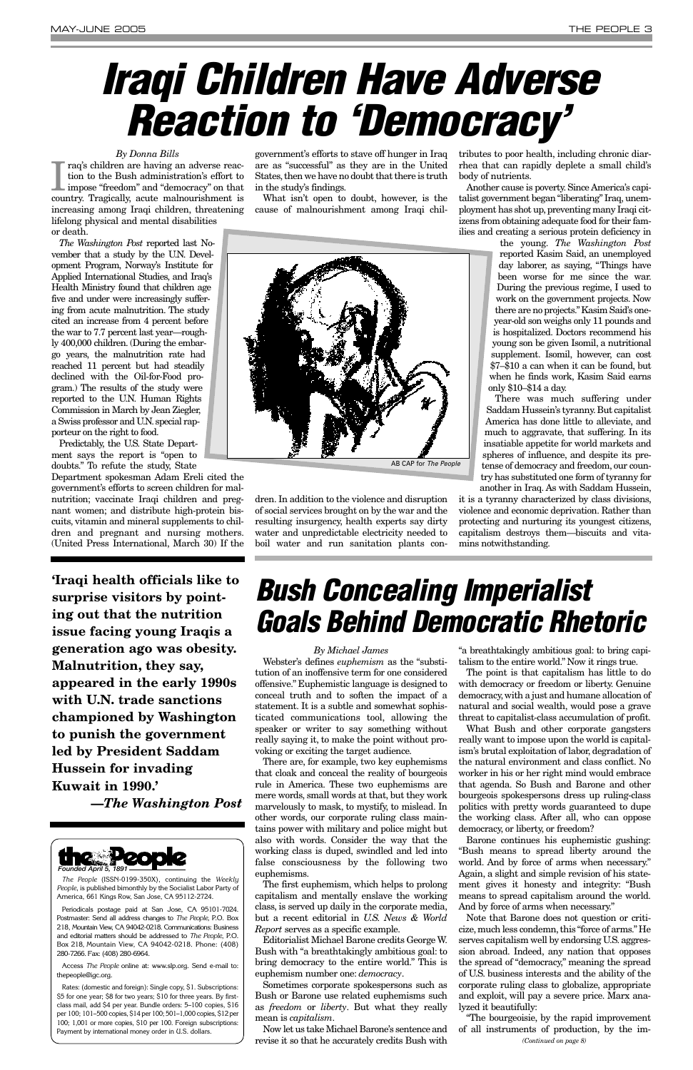# Iraqi Children Have Adverse Reaction to 'Democracy'

*By Donna Bills*

Iraq's children are having an adverse reaction to the Bush administration's effort to impose "freedom" and "democracy" on that country. Tragically, acute malnourishment is increasing among Iraqi children, threatening lifelong physical and mental disabilities or death.

*The Washington Post* reported last November that a study by the U.N. Development Program, Norway's Institute for Applied International Studies, and Iraq's Health Ministry found that children age five and under were increasingly suffering from acute malnutrition. The study cited an increase from 4 percent before the war to 7.7 percent last year—roughly 400,000 children. (During the embargo years, the malnutrition rate had reached 11 percent but had steadily declined with the Oil-for-Food program.) The results of the study were reported to the U.N. Human Rights Commission in March by Jean Ziegler, a Swiss professor and U.N. special rapporteur on the right to food.

Predictably, the U.S. State Department says the report is "open to doubts." To refute the study, State Department spokesman Adam Ereli cited the government's efforts to screen children for malnutrition; vaccinate Iraqi children and pregnant women; and distribute high-protein biscuits, vitamin and mineral supplements to children and pregnant and nursing mothers. (United Press International, March 30) If the government's efforts to stave off hunger in Iraq are as "successful" as they are in the United States, then we have no doubt that there is truth in the study's findings.

What isn't open to doubt, however, is the cause of malnourishment among Iraqi children. In addition to the violence and disruption of social services brought on by the war and the resulting insurgency, health experts say dirty water and unpredictable electricity needed to boil water and run sanitation plants contributes to poor health, including chronic diarrhea that can rapidly deplete a small child's body of nutrients.

AB CAP for *The People*

Another cause is poverty. Since America's capitalist government began "liberating" Iraq, unemployment has shot up, preventing many Iraqi citizens from obtaining adequate food for their families and creating a serious protein deficiency in the young. *The Washington Post* reported Kasim Said, an unemployed day laborer, as saying, "Things have been worse for me since the war. During the previous regime, I used to work on the government projects. Now there are no projects." Kasim Said's one-year-old son weighs only 11 pounds and is hospitalized. Doctors recommend his young son be given Isomil, a nutritional supplement. Isomil, however, can cost $7–$10 a can when it can be found, but when he finds work, Kasim Said earns only $10–$14 a day.

There was much suffering under Saddam Hussein's tyranny. But capitalist America has done little to alleviate, and much to aggravate, that suffering. In its insatiable appetite for world markets and spheres of influence, and despite its pretense of democracy and freedom, our country has substituted one form of tyranny for another in Iraq. As with Saddam Hussein, it is a tyranny characterized by class divisions, violence and economic deprivation. Rather than protecting and nurturing its youngest citizens, capitalism destroys them—biscuits and vitamins notwithstanding.

---

**'Iraqi health officials like to surprise visitors by pointing out that the nutrition issue facing young Iraqis a generation ago was obesity. Malnutrition, they say, appeared in the early 1990s with U.N. trade sanctions championed by Washington to punish the government led by President Saddam Hussein for invading Kuwait in 1990.'**

**—*The Washington Post***

---

**the People**
*Founded April 5, 1891*

*The People* (ISSN-0199-350X), continuing the *Weekly People*, is published bimonthly by the Socialist Labor Party of America, 661 Kings Row, San Jose, CA 95112-2724.

Periodicals postage paid at San Jose, CA 95101-7024. Postmaster: Send all address changes to *The People*, P.O. Box 218, Mountain View, CA 94042-0218. Communications: Business and editorial matters should be addressed to *The People*, P.O. Box 218, Mountain View, CA 94042-0218. Phone: (408) 280-7266. Fax: (408) 280-6964.

Access *The People* online at: www.slp.org. Send e-mail to: thepeople@igc.org.

Rates: (domestic and foreign): Single copy, $1. Subscriptions: $5 for one year; $8 for two years; $10 for three years. By first-class mail, add $4 per year. Bundle orders: 5–100 copies, $16 per 100; 101–500 copies, $14 per 100; 501–1,000 copies, $12 per 100; 1,001 or more copies, $10 per 100. Foreign subscriptions: Payment by international money order in U.S. dollars.

---

# Bush Concealing Imperialist Goals Behind Democratic Rhetoric

*By Michael James*

Webster's defines *euphemism* as the "substitution of an inoffensive term for one considered offensive." Euphemistic language is designed to conceal truth and to soften the impact of a statement. It is a subtle and somewhat sophisticated communications tool, allowing the speaker or writer to say something without really saying it, to make the point without provoking or exciting the target audience.

There are, for example, two key euphemisms that cloak and conceal the reality of bourgeois rule in America. These two euphemisms are mere words, small words at that, but they work marvelously to mask, to mystify, to mislead. In other words, our corporate ruling class maintains power with military and police might but also with words. Consider the way that the working class is duped, swindled and led into false consciousness by the following two euphemisms.

The first euphemism, which helps to prolong capitalism and mentally enslave the working class, is served up daily in the corporate media, but a recent editorial in *U.S. News & World Report* serves as a specific example.

Editorialist Michael Barone credits George W. Bush with "a breathtakingly ambitious goal: to bring democracy to the entire world." This is euphemism number one: *democracy*.

Sometimes corporate spokespersons such as Bush or Barone use related euphemisms such as *freedom* or *liberty*. But what they really mean is *capitalism*.

Now let us take Michael Barone's sentence and revise it so that he accurately credits Bush with "a breathtakingly ambitious goal: to bring capitalism to the entire world." Now it rings true.

The point is that capitalism has little to do with democracy or freedom or liberty. Genuine democracy, with a just and humane allocation of natural and social wealth, would pose a grave threat to capitalist-class accumulation of profit.

What Bush and other corporate gangsters really want to impose upon the world is capitalism's brutal exploitation of labor, degradation of the natural environment and class conflict. No worker in his or her right mind would embrace that agenda. So Bush and Barone and other bourgeois spokespersons dress up ruling-class politics with pretty words guaranteed to dupe the working class. After all, who can oppose democracy, or liberty, or freedom?

Barone continues his euphemistic gushing: "Bush means to spread liberty around the world. And by force of arms when necessary." Again, a slight and simple revision of his statement gives it honesty and integrity: "Bush means to spread capitalism around the world. And by force of arms when necessary."

Note that Barone does not question or criticize, much less condemn, this "force of arms." He serves capitalism well by endorsing U.S. aggression abroad. Indeed, any nation that opposes the spread of "democracy," meaning the spread of U.S. business interests and the ability of the corporate ruling class to globalize, appropriate and exploit, will pay a severe price. Marx analyzed it beautifully:

"The bourgeoisie, by the rapid improvement of all instruments of production, by the im-

*(Continued on page 8)*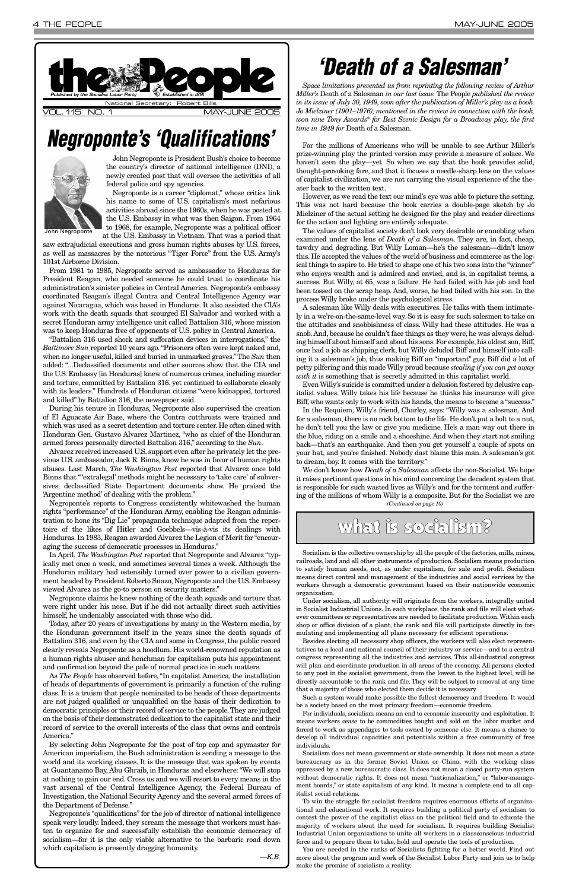**the People**

*Published by the Socialist Labor Party* — *Established in 1891*

National Secretary: Robert Bills

VOL. 115 NO. 1 — MAY-JUNE 2005

# Negroponte's 'Qualifications'

John Negroponte

John Negroponte is President Bush's choice to become the country's director of national intelligence (DNI), a newly created post that will oversee the activities of all federal police and spy agencies.

Negroponte is a career "diplomat," whose critics link his name to some of U.S. capitalism's most nefarious activities abroad since the 1960s, when he was posted at the U.S. Embassy in what was then Saigon. From 1964 to 1968, for example, Negroponte was a political officer at the U.S. Embassy in Vietnam. That was a period that saw extrajudicial executions and gross human rights abuses by U.S. forces, as well as massacres by the notorious "Tiger Force" from the U.S. Army's 101st Airborne Division.

From 1981 to 1985, Negroponte served as ambassador to Honduras for President Reagan, who needed someone he could trust to coordinate his administration's sinister policies in Central America. Negroponte's embassy coordinated Reagan's illegal Contra and Central Intelligence Agency war against Nicaragua, which was based in Honduras. It also assisted the CIA's work with the death squads that scourged El Salvador and worked with a secret Honduran army intelligence unit called Battalion 316, whose mission was to keep Honduras free of opponents of U.S. policy in Central America.

"Battalion 316 used shock and suffocation devices in interrogations," the *Baltimore Sun* reported 10 years ago. "Prisoners often were kept naked and, when no longer useful, killed and buried in unmarked graves." The *Sun* then added: "...Declassified documents and other sources show that the CIA and the U.S. Embassy [in Honduras] knew of numerous crimes, including murder and torture, committed by Battalion 316, yet continued to collaborate closely with its leaders." Hundreds of Honduran citizens "were kidnapped, tortured and killed" by Battalion 316, the newspaper said.

During his tenure in Honduras, Negroponte also supervised the creation of El Aguacate Air Base, where the Contra cutthroats were trained and which was used as a secret detention and torture center. He often dined with Honduran Gen. Gustavo Alvarez Martinez, "who as chief of the Honduran armed forces personally directed Battalion 316," according to the *Sun*.

Alvarez received increased U.S. support even after he privately let the previous U.S. ambassador, Jack R. Binns, know he was in favor of human rights abuses. Last March, *The Washington Post* reported that Alvarez once told Binns that "'extralegal' methods might be necessary to 'take care' of subversives, declassified State Department documents show. He praised the 'Argentine method' of dealing with the problem."

Negroponte's reports to Congress consistently whitewashed the human rights "performance" of the Honduran Army, enabling the Reagan administration to hone its "Big Lie" propaganda technique adapted from the repertoire of the likes of Hitler and Goebbels—vis-à-vis its dealings with Honduras. In 1983, Reagan awarded Alvarez the Legion of Merit for "encouraging the success of democratic processes in Honduras."

In April, *The Washington Post* reported that Negroponte and Alvarez "typically met once a week, and sometimes several times a week. Although the Honduran military had ostensibly turned over power to a civilian government headed by President Roberto Suazo, Negroponte and the U.S. Embassy viewed Alvarez as the go-to person on security matters."

Negroponte claims he knew nothing of the death squads and torture that were right under his nose. But if he did not actually direct such activities himself, he undeniably associated with those who did.

Today, after 20 years of investigations by many in the Western media, by the Honduran government itself in the years since the death squads of Battalion 316, and even by the CIA and some in Congress, the public record clearly reveals Negroponte as a hoodlum. His world-renowned reputation as a human rights abuser and henchman for capitalism puts his appointment and confirmation beyond the pale of normal practice in such matters.

As *The People* has observed before, "In capitalist America, the installation of heads of departments of government is primarily a function of the ruling class. It is a truism that people nominated to be heads of those departments are not judged qualified or unqualified on the basis of their dedication to democratic principles or their record of service to the people. They are judged on the basis of their demonstrated dedication to the capitalist state and their record of service to the overall interests of the class that owns and controls America."

By selecting John Negroponte for the post of top cop and spymaster for American imperialism, the Bush administration is sending a message to the world and its working classes. It is the message that was spoken by events at Guantanamo Bay, Abu Ghraib, in Honduras and elsewhere: "We will stop at nothing to gain our end. Cross us and we will resort to every means in the vast arsenal of the Central Intelligence Agency, the Federal Bureau of Investigation, the National Security Agency and the several armed forces of the Department of Defense."

Negroponte's "qualifications" for the job of director of national intelligence speak very loudly. Indeed, they scream the message that workers must hasten to organize for and successfully establish the economic democracy of socialism—for it is the only viable alternative to the barbaric road down which capitalism is presently dragging humanity.

—K.B.

# 'Death of a Salesman'

*Space limitations prevented us from reprinting the following review of Arthur Miller's* Death of a Salesman *in our last issue.* The People *published the review in its issue of July 30, 1949, soon after the publication of Miller's play as a book. Jo Mielziner (1901–1976), mentioned in the review in connection with the book, won nine Tony Awards® for Best Scenic Design for a Broadway play, the first time in 1949 for* Death of a Salesman*.*

For the millions of Americans who will be unable to see Arthur Miller's prize-winning play the printed version may provide a measure of solace. We haven't seen the play—yet. So when we say that the book provides solid, thought-provoking fare, and that it focuses a needle-sharp lens on the values of capitalist civilization, we are not carrying the visual experience of the theater back to the written text.

However, as we read the text our mind's eye was able to picture the setting. This was not hard because the book carries a double-page sketch by Jo Mielziner of the actual setting he designed for the play and reader directions for the action and lighting are entirely adequate.

The values of capitalist society don't look very desirable or ennobling when examined under the lens of *Death of a Salesman*. They are, in fact, cheap, tawdry and degrading. But Willy Loman—he's the salesman—didn't know this. He accepted the values of the world of business and commerce as the logical things to aspire to. He tried to shape one of his two sons into the "winner" who enjoys wealth and is admired and envied, and is, in capitalist terms, a success. But Willy, at 65, was a failure. He had failed with his job and had been tossed on the scrap heap. And, worse, he had failed with his son. In the process Willy broke under the psychological stress.

A salesman like Willy deals with executives. He talks with them intimately in a we're-on-the-same-level way. So it is easy for such salesmen to take on the attitudes and snobbishness of class. Willy had these attitudes. He was a snob. And, because he couldn't face things as they were, he was always deluding himself about himself and about his sons. For example, his oldest son, Biff, once had a job as shipping clerk, but Willy deluded Biff and himself into calling it a salesman's job, thus making Biff an "important" guy. Biff did a lot of petty pilfering and this made Willy proud because *stealing if you can get away with it* is something that is secretly admitted in this capitalist world.

Even Willy's suicide is committed under a delusion fostered by delusive capitalist values. Willy takes his life because he thinks his insurance will give Biff, who wants only to work with his hands, the means to become a "success."

In the Requiem, Willy's friend, Charley, says: "Willy was a salesman. And for a salesman, there is no rock bottom to the life. He don't put a bolt to a nut, he don't tell you the law or give you medicine. He's a man way out there in the blue, riding on a smile and a shoeshine. And when they start not smiling back—that's an earthquake. And then you get yourself a couple of spots on your hat, and you're finished. Nobody dast blame this man. A salesman's got to dream, boy. It comes with the territory."

We don't know how *Death of a Salesman* affects the non-Socialist. We hope it raises pertinent questions in his mind concerning the decadent system that is responsible for such wasted lives as Willy's and for the torment and suffering of the millions of whom Willy is a composite. But for the Socialist we are

*(Continued on page 10)*

## what is socialism?

Socialism is the collective ownership by all the people of the factories, mills, mines, railroads, land and all other instruments of production. Socialism means production to satisfy human needs, not, as under capitalism, for sale and profit. Socialism means direct control and management of the industries and social services by the workers through a democratic government based on their nationwide economic organization.

Under socialism, all authority will originate from the workers, integrally united in Socialist Industrial Unions. In each workplace, the rank and file will elect whatever committees or representatives are needed to facilitate production. Within each shop or office division of a plant, the rank and file will participate directly in formulating and implementing all plans necessary for efficient operations.

Besides electing all necessary shop officers, the workers will also elect representatives to a local and national council of their industry or service—and to a central congress representing all the industries and services. This all-industrial congress will plan and coordinate production in all areas of the economy. All persons elected to any post in the socialist government, from the lowest to the highest level, will be directly accountable to the rank and file. They will be subject to removal at any time that a majority of those who elected them decide it is necessary.

Such a system would make possible the fullest democracy and freedom. It would be a society based on the most primary freedom—economic freedom.

For individuals, socialism means an end to economic insecurity and exploitation. It means workers cease to be commodities bought and sold on the labor market and forced to work as appendages to tools owned by someone else. It means a chance to develop all individual capacities and potentials within a free community of free individuals.

Socialism does not mean government or state ownership. It does not mean a state bureaucracy as in the former Soviet Union or China, with the working class oppressed by a new bureaucratic class. It does not mean a closed party-run system without democratic rights. It does not mean "nationalization," or "labor-management boards," or state capitalism of any kind. It means a complete end to all capitalist social relations.

To win the struggle for socialist freedom requires enormous efforts of organizational and educational work. It requires building a political party of socialism to contest the power of the capitalist class on the political field and to educate the majority of workers about the need for socialism. It requires building Socialist Industrial Union organizations to unite all workers in a classconscious industrial force and to prepare them to take, hold and operate the tools of production.

You are needed in the ranks of Socialists fighting for a better world. Find out more about the program and work of the Socialist Labor Party and join us to help make the promise of socialism a reality.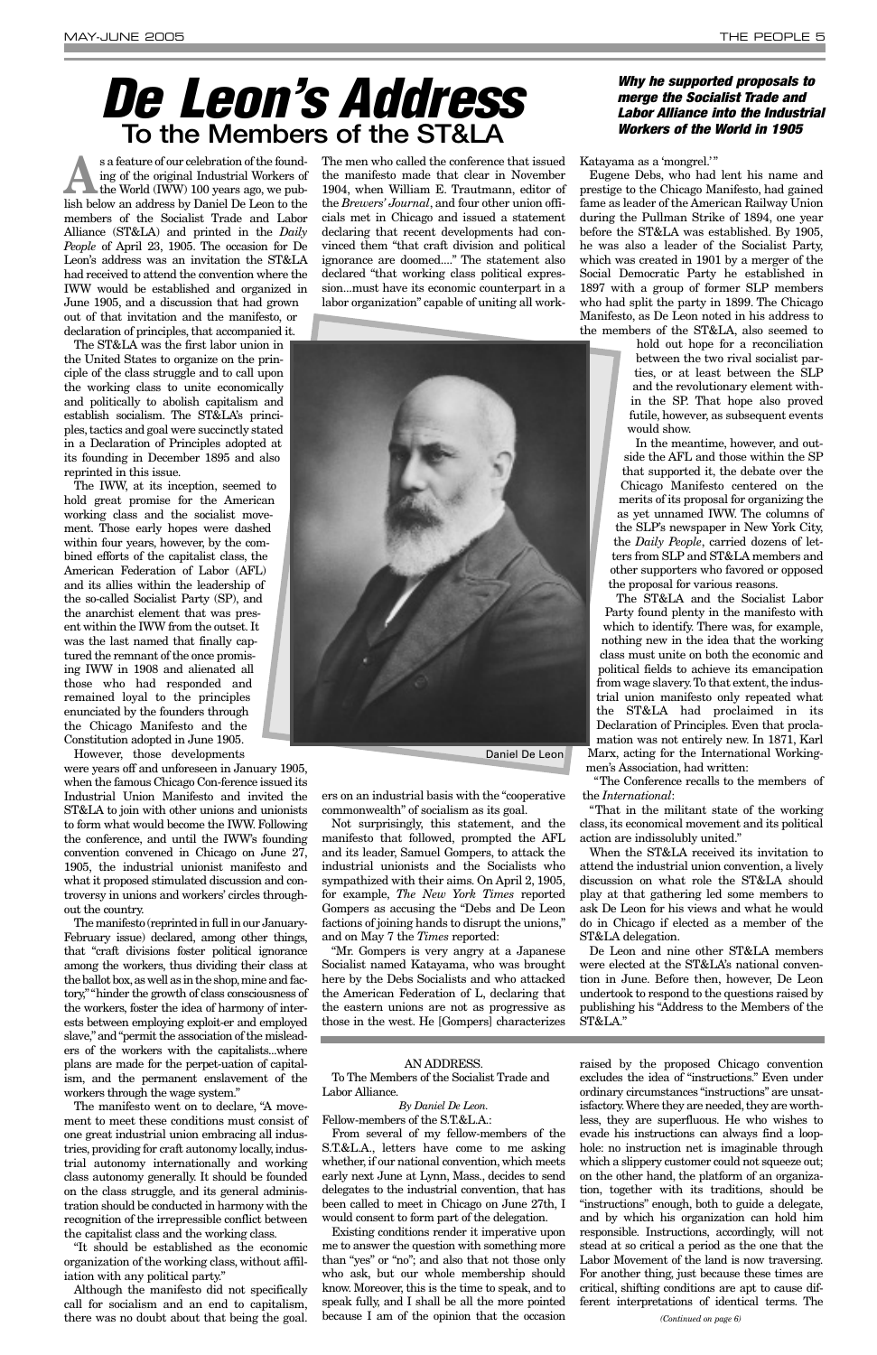# De Leon's Address

## To the Members of the ST&LA

***Why he supported proposals to merge the Socialist Trade and Labor Alliance into the Industrial Workers of the World in 1905***

As a feature of our celebration of the founding of the original Industrial Workers of the World (IWW) 100 years ago, we publish below an address by Daniel De Leon to the members of the Socialist Trade and Labor Alliance (ST&LA) and printed in the *Daily People* of April 23, 1905. The occasion for De Leon's address was an invitation the ST&LA had received to attend the convention where the IWW would be established and organized in June 1905, and a discussion that had grown out of that invitation and the manifesto, or declaration of principles, that accompanied it.

The ST&LA was the first labor union in the United States to organize on the principle of the class struggle and to call upon the working class to unite economically and politically to abolish capitalism and establish socialism. The ST&LA's principles, tactics and goal were succinctly stated in a Declaration of Principles adopted at its founding in December 1895 and also reprinted in this issue.

The IWW, at its inception, seemed to hold great promise for the American working class and the socialist movement. Those early hopes were dashed within four years, however, by the combined efforts of the capitalist class, the American Federation of Labor (AFL) and its allies within the leadership of the so-called Socialist Party (SP), and the anarchist element that was present within the IWW from the outset. It was the last named that finally captured the remnant of the once promising IWW in 1908 and alienated all those who had responded and remained loyal to the principles enunciated by the founders through the Chicago Manifesto and the Constitution adopted in June 1905.

However, those developments were years off and unforeseen in January 1905, when the famous Chicago Con-ference issued its Industrial Union Manifesto and invited the ST&LA to join with other unions and unionists to form what would become the IWW. Following the conference, and until the IWW's founding convention convened in Chicago on June 27, 1905, the industrial unionist manifesto and what it proposed stimulated discussion and controversy in unions and workers' circles throughout the country.

The manifesto (reprinted in full in our January-February issue) declared, among other things, that "craft divisions foster political ignorance among the workers, thus dividing their class at the ballot box, as well as in the shop, mine and factory," "hinder the growth of class consciousness of the workers, foster the idea of harmony of interests between employing exploit-er and employed slave," and "permit the association of the misleaders of the workers with the capitalists...where plans are made for the perpet-uation of capitalism, and the permanent enslavement of the workers through the wage system."

The manifesto went on to declare, "A movement to meet these conditions must consist of one great industrial union embracing all industries, providing for craft autonomy locally, industrial autonomy internationally and working class autonomy generally. It should be founded on the class struggle, and its general administration should be conducted in harmony with the recognition of the irrepressible conflict between the capitalist class and the working class.

"It should be established as the economic organization of the working class, without affiliation with any political party."

Although the manifesto did not specifically call for socialism and an end to capitalism, there was no doubt about that being the goal. The men who called the conference that issued the manifesto made that clear in November 1904, when William E. Trautmann, editor of the *Brewers' Journal*, and four other union officials met in Chicago and issued a statement declaring that recent developments had convinced them "that craft division and political ignorance are doomed...." The statement also declared "that working class political expression...must have its economic counterpart in a labor organization" capable of uniting all workers on an industrial basis with the "cooperative commonwealth" of socialism as its goal.

Daniel De Leon

Not surprisingly, this statement, and the manifesto that followed, prompted the AFL and its leader, Samuel Gompers, to attack the industrial unionists and the Socialists who sympathized with their aims. On April 2, 1905, for example, *The New York Times* reported Gompers as accusing the "Debs and De Leon factions of joining hands to disrupt the unions," and on May 7 the *Times* reported:

"Mr. Gompers is very angry at a Japanese Socialist named Katayama, who was brought here by the Debs Socialists and who attacked the American Federation of L, declaring that the eastern unions are not as progressive as those in the west. He [Gompers] characterizes Katayama as a 'mongrel.'"

Eugene Debs, who had lent his name and prestige to the Chicago Manifesto, had gained fame as leader of the American Railway Union during the Pullman Strike of 1894, one year before the ST&LA was established. By 1905, he was also a leader of the Socialist Party, which was created in 1901 by a merger of the Social Democratic Party he established in 1897 with a group of former SLP members who had split the party in 1899. The Chicago Manifesto, as De Leon noted in his address to the members of the ST&LA, also seemed to hold out hope for a reconciliation between the two rival socialist parties, or at least between the SLP and the revolutionary element within the SP. That hope also proved futile, however, as subsequent events would show.

In the meantime, however, and outside the AFL and those within the SP that supported it, the debate over the Chicago Manifesto centered on the merits of its proposal for organizing the as yet unnamed IWW. The columns of the SLP's newspaper in New York City, the *Daily People*, carried dozens of letters from SLP and ST&LA members and other supporters who favored or opposed the proposal for various reasons.

The ST&LA and the Socialist Labor Party found plenty in the manifesto with which to identify. There was, for example, nothing new in the idea that the working class must unite on both the economic and political fields to achieve its emancipation from wage slavery. To that extent, the industrial union manifesto only repeated what the ST&LA had proclaimed in its Declaration of Principles. Even that proclamation was not entirely new. In 1871, Karl Marx, acting for the International Workingmen's Association, had written:

"The Conference recalls to the members of the *International*:

"That in the militant state of the working class, its economical movement and its political action are indissolubly united."

When the ST&LA received its invitation to attend the industrial union convention, a lively discussion on what role the ST&LA should play at that gathering led some members to ask De Leon for his views and what he would do in Chicago if elected as a member of the ST&LA delegation.

De Leon and nine other ST&LA members were elected at the ST&LA's national convention in June. Before then, however, De Leon undertook to respond to the questions raised by publishing his "Address to the Members of the ST&LA."

---

AN ADDRESS.

To The Members of the Socialist Trade and Labor Alliance.

*By Daniel De Leon.*

Fellow-members of the S.T.&L.A.:

From several of my fellow-members of the S.T.&L.A., letters have come to me asking whether, if our national convention, which meets early next June at Lynn, Mass., decides to send delegates to the industrial convention, that has been called to meet in Chicago on June 27th, I would consent to form part of the delegation.

Existing conditions render it imperative upon me to answer the question with something more than "yes" or "no"; and also that not those only who ask, but our whole membership should know. Moreover, this is the time to speak, and to speak fully, and I shall be all the more pointed because I am of the opinion that the occasion raised by the proposed Chicago convention excludes the idea of "instructions." Even under ordinary circumstances "instructions" are unsatisfactory. Where they are needed, they are worthless, they are superfluous. He who wishes to evade his instructions can always find a loophole: no instruction net is imaginable through which a slippery customer could not squeeze out; on the other hand, the platform of an organization, together with its traditions, should be "instructions" enough, both to guide a delegate, and by which his organization can hold him responsible. Instructions, accordingly, will not stead at so critical a period as the one that the Labor Movement of the land is now traversing. For another thing, just because these times are critical, shifting conditions are apt to cause different interpretations of identical terms. The

*(Continued on page 6)*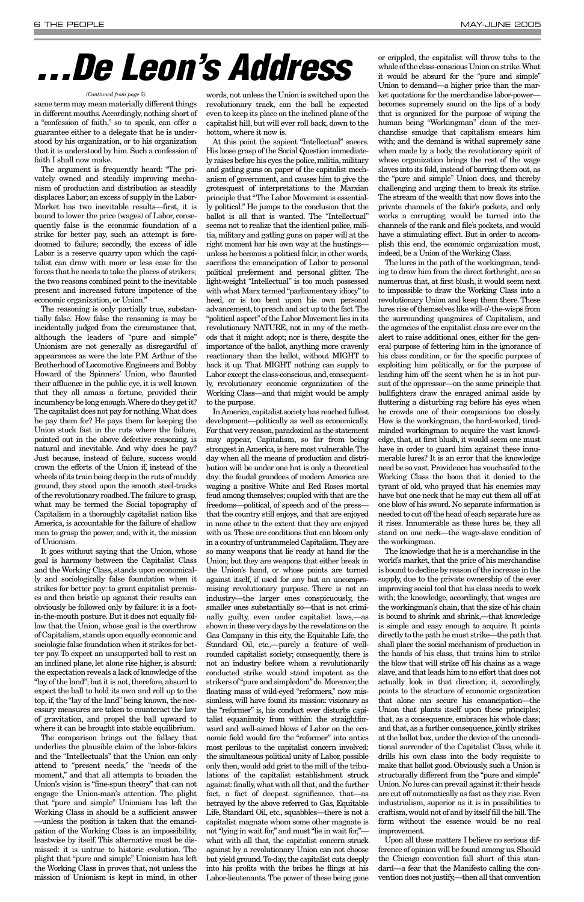# ...De Leon's Address

*(Continued from page 5)*

same term may mean materially different things in different mouths. Accordingly, nothing short of a "confession of faith," so to speak, can offer a guarantee either to a delegate that he is understood by his organization, or to his organization that it is understood by him. Such a confession of faith I shall now make.

The argument is frequently heard: "The privately owned and steadily improving mechanism of production and distribution as steadily displaces Labor; an excess of supply in the Labor-Market has two inevitable results—first, it is bound to lower the price (wages) of Labor, consequently false is the economic foundation of a strike for better pay, such an attempt is foredoomed to failure; secondly, the excess of idle Labor is a reserve quarry upon which the capitalist can draw with more or less ease for the forces that he needs to take the places of strikers; the two reasons combined point to the inevitable present and increased future impotence of the economic organization, or Union."

The reasoning is only partially true, substantially false. How false the reasoning is may be incidentally judged from the circumstance that, although the leaders of "pure and simple" Unionism are not generally as disregardful of appearances as were the late P.M. Arthur of the Brotherhood of Locomotive Engineers and Bobby Howard of the Spinners' Union, who flaunted their affluence in the public eye, it is well known that they all amass a fortune, provided their incumbency be long enough. Where do they get it? The capitalist does not pay for nothing. What does he pay them for? He pays them for keeping the Union stuck fast in the ruts where the failure, pointed out in the above defective reasoning, is natural and inevitable. And why does he pay? Just because, instead of failure, success would crown the efforts of the Union if, instead of the wheels of its train being deep in the ruts of muddy ground, they stood upon the smooth steel-tracks of the revolutionary roadbed. The failure to grasp, what may be termed the Social topography of Capitalism in a thoroughly capitalist nation like America, is accountable for the failure of shallow men to grasp the power, and, with it, the mission of Unionism.

It goes without saying that the Union, whose goal is harmony between the Capitalist Class and the Working Class, stands upon economically and sociologically false foundation when it strikes for better pay: to grant capitalist premises and then bristle up against their results can obviously be followed only by failure: it is a foot-in-the-mouth posture. But it does not equally follow that the Union, whose goal is the overthrow of Capitalism, stands upon equal economic and sociologic false foundation when it strikes for better pay. To expect an unsupported ball to rest on an inclined plane, let alone rise higher, is absurd: the expectation reveals a lack of knowledge of the "lay of the land"; but it is not, therefore, absurd to expect the ball to hold its own and roll up to the top, if, the "lay of the land" being known, the necessary measures are taken to counteract the law of gravitation, and propel the ball upward to where it can be brought into stable equilibrium.

The comparison brings out the fallacy that underlies the plausible claim of the labor-fakirs and the "Intellectuals" that the Union can only attend to "present needs," the "needs of the moment," and that all attempts to broaden the Union's vision is "fine-spun theory" that can not engage the Union-man's attention. The plight that "pure and simple" Unionism has left the Working Class in should be a sufficient answer—unless the position is taken that the emancipation of the Working Class is an impossibility, leastwise by itself. This alternative must be dismissed: it is untrue to historic evolution. The plight that "pure and simple" Unionism has left the Working Class in proves that, not unless the mission of Unionism is kept in mind, in other words, not unless the Union is switched upon the revolutionary track, can the ball be expected even to keep its place on the inclined plane of the capitalist hill, but will ever roll back, down to the bottom, where it now is.

At this point the sapient "Intellectual" sneers. His loose grasp of the Social Question immediately raises before his eyes the police, militia, military and gatling guns on paper of the capitalist mechanism of government, and causes him to give the grotesquest of interpretations to the Marxian principle that "The Labor Movement is essentially political." He jumps to the conclusion that the ballot is all that is wanted. The "Intellectual" seems not to realize that the identical police, militia, military and gatling guns on paper will at the right moment bar his own way at the hustings—unless he becomes a political fakir, in other words, sacrifices the emancipation of Labor to personal political preferment and personal glitter. The light-weight "Intellectual" is too much possessed with what Marx termed "parliamentary idiocy" to heed, or is too bent upon his own personal advancement, to preach and act up to the fact. The "political aspect" of the Labor Movement lies in its revolutionary NATURE, not in any of the methods that it might adopt; nor is there, despite the importance of the ballot, anything more cravenly reactionary than the ballot, without MIGHT to back it up. That MIGHT nothing can supply to Labor except the class-conscious, and, consequently, revolutionary economic organization of the Working Class—and that might would be amply to the purpose.

In America, capitalist society has reached fullest development—politically as well as economically. For that very reason, paradoxical as the statement may appear, Capitalism, so far from being strongest in America, is here most vulnerable. The day when all the means of production and distribution will be under one hat is only a theoretical day: the feudal grandees of modern America are waging a positive White and Red Roses mortal feud among themselves; coupled with that are the freedoms—political, of speech and of the press—that the country still enjoys, and that are enjoyed in none other to the extent that they are enjoyed with us. These are conditions that can bloom only in a country of untrammeled Capitalism. They are so many weapons that lie ready at hand for the Union; but they are weapons that either break in the Union's hand, or whose points are turned against itself, if used for any but an uncompromising revolutionary purpose. There is not an industry—the larger ones conspicuously, the smaller ones substantially so—that is not criminally guilty, even under capitalist laws,—as shown in these very days by the revelations on the Gas Company in this city, the Equitable Life, the Standard Oil, etc.,—purely a feature of well-rounded capitalist society; consequently, there is not an industry before whom a revolutionarily conducted strike would stand impotent as the strikers of "pure and simpledom" do. Moreover, the floating mass of wild-eyed "reformers," now missionless, will have found its mission: visionary as the "reformer" is, his conduct ever disturbs capitalist equanimity from within: the straightforward and well-aimed blows of Labor on the economic field would fire the "reformer" into antics most perilous to the capitalist concern involved: the simultaneous political unity of Labor, possible only then, would add grist to the mill of the tribulations of the capitalist establishment struck against: finally, what with all that, and the further fact, a fact of deepest significance, that—as betrayed by the above referred to Gas, Equitable Life, Standard Oil, etc., squabbles—there is not a capitalist magnate whom some other magnate is not "lying in wait for," and must "lie in wait for,"—what with all that, the capitalist concern struck against by a revolutionary Union can not choose but yield ground. To-day, the capitalist cuts deeply into his profits with the bribes he flings at his Labor-lieutenants. The power of these being gone or crippled, the capitalist will throw tubs to the whale of the class-conscious Union on strike. What it would be absurd for the "pure and simple" Union to demand—a higher price than the market quotations for the merchandise labor-power—becomes supremely sound on the lips of a body that is organized for the purpose of wiping the human being "Workingman" clean of the merchandise smudge that capitalism smears him with; and the demand is withal supremely sane when made by a body, the revolutionary spirit of whose organization brings the rest of the wage slaves into its fold, instead of barring them out, as the "pure and simple" Union does, and thereby challenging and urging them to break its strike. The stream of the wealth that now flows into the private channels of the fakir's pockets, and only works a corrupting, would be turned into the channels of the rank and file's pockets, and would have a stimulating effect. But in order to accomplish this end, the economic organization must, indeed, be a Union of the Working Class.

The lures in the path of the workingman, tending to draw him from the direct forthright, are so numerous that, at first blush, it would seem next to impossible to draw the Working Class into a revolutionary Union and keep them there. These lures rise of themselves like will-o'-the-wisps from the surrounding quagmires of Capitalism, and the agencies of the capitalist class are ever on the alert to raise additional ones, either for the general purpose of fettering him in the ignorance of his class condition, or for the specific purpose of exploiting him politically, or for the purpose of leading him off the scent when he is in hot pursuit of the oppressor—on the same principle that bullfighters draw the enraged animal aside by fluttering a disturbing rag before his eyes when he crowds one of their companions too closely. How is the workingman, the hard-worked, tired-minded workingman to acquire the vast knowledge, that, at first blush, it would seem one must have in order to guard him against these innumerable lures? It is an error that the knowledge need be so vast. Providence has vouchsafed to the Working Class the boon that it denied to the tyrant of old, who prayed that his enemies may have but one neck that he may cut them all off at one blow of his sword. No separate information is needed to cut off the head of each separate lure as it rises. Innumerable as these lures be, they all stand on one neck—the wage-slave condition of the workingman.

The knowledge that he is a merchandise in the world's market, that the price of his merchandise is bound to decline by reason of the increase in the supply, due to the private ownership of the ever improving social tool that his class needs to work with; the knowledge, accordingly, that wages are the workingman's chain, that the size of his chain is bound to shrink and shrink,—that knowledge is simple and easy enough to acquire. It points directly to the path he must strike—the path that shall place the social mechanism of production in the hands of his class, that trains him to strike the blow that will strike off his chains as a wage slave, and that leads him to no effort that does not actually look in that direction; it, accordingly, points to the structure of economic organization that alone can secure his emancipation—the Union that plants itself upon these principles; that, as a consequence, embraces his whole class; and that, as a further consequence, jointly strikes at the ballot box, under the device of the unconditional surrender of the Capitalist Class, while it drills his own class into the body requisite to make that ballot good. Obviously, such a Union is structurally different from the "pure and simple" Union. No lures can prevail against it: their heads are cut off automatically as fast as they rise. Even industrialism, superior as it is in possibilities to craftism, would not of and by itself fill the bill. The form without the essence would be no real improvement.

Upon all these matters I believe no serious difference of opinion will be found among us. Should the Chicago convention fall short of this standard—a fear that the Manifesto calling the convention does not justify,—then all that convention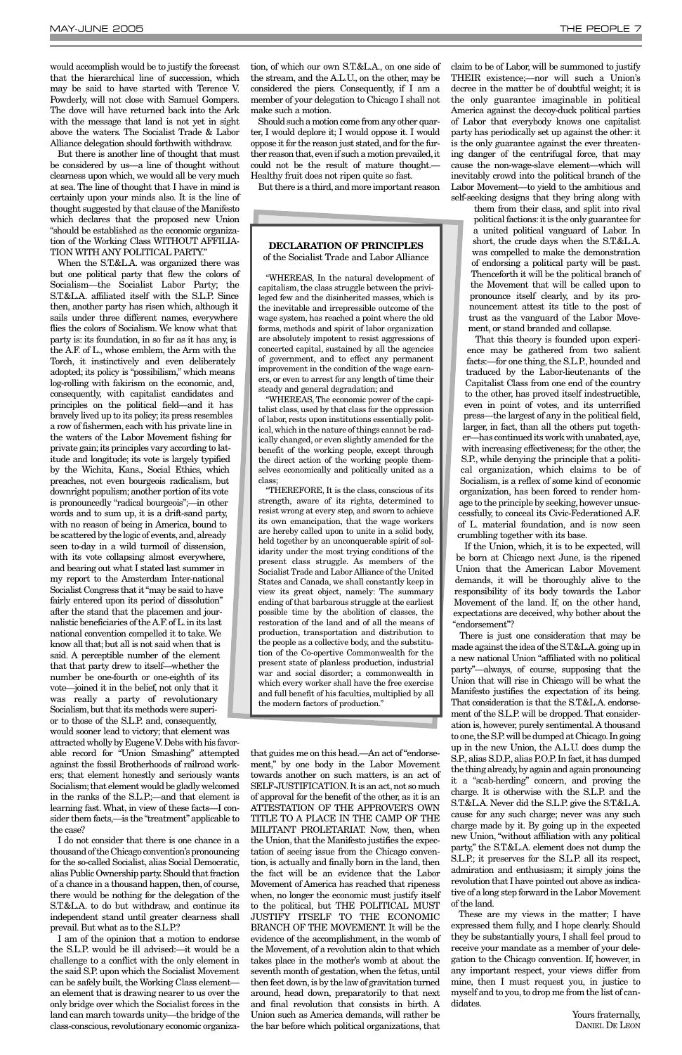would accomplish would be to justify the forecast that the hierarchical line of succession, which may be said to have started with Terence V. Powderly, will not close with Samuel Gompers. The dove will have returned back into the Ark with the message that land is not yet in sight above the waters. The Socialist Trade & Labor Alliance delegation should forthwith withdraw.

But there is another line of thought that must be considered by us—a line of thought without clearness upon which, we would all be very much at sea. The line of thought that I have in mind is certainly upon your minds also. It is the line of thought suggested by that clause of the Manifesto which declares that the proposed new Union "should be established as the economic organization of the Working Class WITHOUT AFFILIATION WITH ANY POLITICAL PARTY."

When the S.T.&L.A. was organized there was but one political party that flew the colors of Socialism—the Socialist Labor Party; the S.T.&L.A. affiliated itself with the S.L.P. Since then, another party has risen which, although it sails under three different names, everywhere flies the colors of Socialism. We know what that party is: its foundation, in so far as it has any, is the A.F. of L., whose emblem, the Arm with the Torch, it instinctively and even deliberately adopted; its policy is "possibilism," which means log-rolling with fakirism on the economic, and, consequently, with capitalist candidates and principles on the political field—and it has bravely lived up to its policy; its press resembles a row of fishermen, each with his private line in the waters of the Labor Movement fishing for private gain; its principles vary according to latitude and longitude; its vote is largely typified by the Wichita, Kans., Social Ethics, which preaches, not even bourgeois radicalism, but downright populism; another portion of its vote is pronouncedly "radical bourgeois";—in other words and to sum up, it is a drift-sand party, with no reason of being in America, bound to be scattered by the logic of events, and, already seen to-day in a wild turmoil of dissension, with its vote collapsing almost everywhere, and bearing out what I stated last summer in my report to the Amsterdam Inter-national Socialist Congress that it "may be said to have fairly entered upon its period of dissolution" after the stand that the placemen and journalistic beneficiaries of the A.F. of L. in its last national convention compelled it to take. We know all that; but all is not said when that is said. A perceptible number of the element that that party drew to itself—whether the number be one-fourth or one-eighth of its vote—joined it in the belief, not only that it was really a party of revolutionary Socialism, but that its methods were superior to those of the S.L.P. and, consequently, would sooner lead to victory; that element was attracted wholly by Eugene V. Debs with his favorable record for "Union Smashing" attempted against the fossil Brotherhoods of railroad workers; that element honestly and seriously wants Socialism; that element would be gladly welcomed in the ranks of the S.L.P.;—and that element is learning fast. What, in view of these facts—I consider them facts,—is the "treatment" applicable to the case?

I do not consider that there is one chance in a thousand of the Chicago convention's pronouncing for the so-called Socialist, alias Social Democratic, alias Public Ownership party. Should that fraction of a chance in a thousand happen, then, of course, there would be nothing for the delegation of the S.T.&L.A. to do but withdraw, and continue its independent stand until greater clearness shall prevail. But what as to the S.L.P.?

I am of the opinion that a motion to endorse the S.L.P. would be ill advised:—it would be a challenge to a conflict with the only element in the said S.P. upon which the Socialist Movement can be safely built, the Working Class element—an element that is drawing nearer to us over the only bridge over which the Socialist forces in the land can march towards unity—the bridge of the class-conscious, revolutionary economic organization, of which our own S.T.&L.A., on one side of the stream, and the A.L.U., on the other, may be considered the piers. Consequently, if I am a member of your delegation to Chicago I shall not make such a motion.

Should such a motion come from any other quarter, I would deplore it; I would oppose it. I would oppose it for the reason just stated, and for the further reason that, even if such a motion prevailed, it could not be the result of mature thought.—Healthy fruit does not ripen quite so fast.

But there is a third, and more important reason that guides me on this head.—An act of "endorsement," by one body in the Labor Movement towards another on such matters, is an act of SELF-JUSTIFICATION. It is an act, not so much of approval for the benefit of the other, as it is an ATTESTATION OF THE APPROVER'S OWN TITLE TO A PLACE IN THE CAMP OF THE MILITANT PROLETARIAT. Now, then, when the Union, that the Manifesto justifies the expectation of seeing issue from the Chicago convention, is actually and finally born in the land, then the fact will be an evidence that the Labor Movement of America has reached that ripeness when, no longer the economic must justify itself to the political, but THE POLITICAL MUST JUSTIFY ITSELF TO THE ECONOMIC BRANCH OF THE MOVEMENT. It will be the evidence of the accomplishment, in the womb of the Movement, of a revolution akin to that which takes place in the mother's womb at about the seventh month of gestation, when the fetus, until then feet down, is by the law of gravitation turned around, head down, preparatorily to that next and final revolution that consists in birth. A Union such as America demands, will rather be the bar before which political organizations, that claim to be of Labor, will be summoned to justify THEIR existence;—nor will such a Union's decree in the matter be of doubtful weight; it is the only guarantee imaginable in political America against the decoy-duck political parties of Labor that everybody knows one capitalist party has periodically set up against the other: it is the only guarantee against the ever threatening danger of the centrifugal force, that may cause the non-wage-slave element—which will inevitably crowd into the political branch of the Labor Movement—to yield to the ambitious and self-seeking designs that they bring along with them from their class, and split into rival political factions: it is the only guarantee for a united political vanguard of Labor. In short, the crude days when the S.T.&L.A. was compelled to make the demonstration of endorsing a political party will be past. Thenceforth it will be the political branch of the Movement that will be called upon to pronounce itself clearly, and by its pronouncement attest its title to the post of trust as the vanguard of the Labor Movement, or stand branded and collapse.

That this theory is founded upon experience may be gathered from two salient facts:—for one thing, the S.L.P., hounded and traduced by the Labor-lieutenants of the Capitalist Class from one end of the country to the other, has proved itself indestructible, even in point of votes, and its unterrified press—the largest of any in the political field, larger, in fact, than all the others put together—has continued its work with unabated, aye, with increasing effectiveness; for the other, the S.P., while denying the principle that a political organization, which claims to be of Socialism, is a reflex of some kind of economic organization, has been forced to render homage to the principle by seeking, however unsuccessfully, to conceal its Civic-Federationed A.F. of L. material foundation, and is now seen crumbling together with its base.

If the Union, which, it is to be expected, will be born at Chicago next June, is the ripened Union that the American Labor Movement demands, it will be thoroughly alive to the responsibility of its body towards the Labor Movement of the land. If, on the other hand, expectations are deceived, why bother about the "endorsement"?

There is just one consideration that may be made against the idea of the S.T.&L.A. going up in a new national Union "affiliated with no political party"—always, of course, supposing that the Union that will rise in Chicago will be what the Manifesto justifies the expectation of its being. That consideration is that the S.T.&L.A. endorsement of the S.L.P. will be dropped. That consideration is, however, purely sentimental. A thousand to one, the S.P. will be dumped at Chicago. In going up in the new Union, the A.L.U. does dump the S.P., alias S.D.P., alias P.O.P. In fact, it has dumped the thing already, by again and again pronouncing it a "scab-herding" concern, and proving the charge. It is otherwise with the S.L.P. and the S.T.&L.A. Never did the S.L.P. give the S.T.&L.A. cause for any such charge; never was any such charge made by it. By going up in the expected new Union, "without affiliation with any political party," the S.T.&L.A. element does not dump the S.L.P.; it preserves for the S.L.P. all its respect, admiration and enthusiasm; it simply joins the revolution that I have pointed out above as indicative of a long step forward in the Labor Movement of the land.

These are my views in the matter; I have expressed them fully, and I hope clearly. Should they be substantially yours, I shall feel proud to receive your mandate as a member of your delegation to the Chicago convention. If, however, in any important respect, your views differ from mine, then I must request you, in justice to myself and to you, to drop me from the list of candidates.

Yours fraternally,
DANIEL DE LEON

---

**DECLARATION OF PRINCIPLES**
of the Socialist Trade and Labor Alliance

"WHEREAS, In the natural development of capitalism, the class struggle between the privileged few and the disinherited masses, which is the inevitable and irrepressible outcome of the wage system, has reached a point where the old forms, methods and spirit of labor organization are absolutely impotent to resist aggressions of concerted capital, sustained by all the agencies of government, and to effect any permanent improvement in the condition of the wage earners, or even to arrest for any length of time their steady and general degradation; and

"WHEREAS, The economic power of the capitalist class, used by that class for the oppression of labor, rests upon institutions essentially political, which in the nature of things cannot be radically changed, or even slightly amended for the benefit of the working people, except through the direct action of the working people themselves economically and politically united as a class;

"THEREFORE, It is the class, conscious of its strength, aware of its rights, determined to resist wrong at every step, and sworn to achieve its own emancipation, that the wage workers are hereby called upon to unite in a solid body, held together by an unconquerable spirit of solidarity under the most trying conditions of the present class struggle. As members of the Socialist Trade and Labor Alliance of the United States and Canada, we shall constantly keep in view its great object, namely: The summary ending of that barbarous struggle at the earliest possible time by the abolition of classes, the restoration of the land and of all the means of production, transportation and distribution to the people as a collective body, and the substitution of the Co-opertive Commonwealth for the present state of planless production, industrial war and social disorder; a commonwealth in which every worker shall have the free exercise and full benefit of his faculties, multiplied by all the modern factors of production."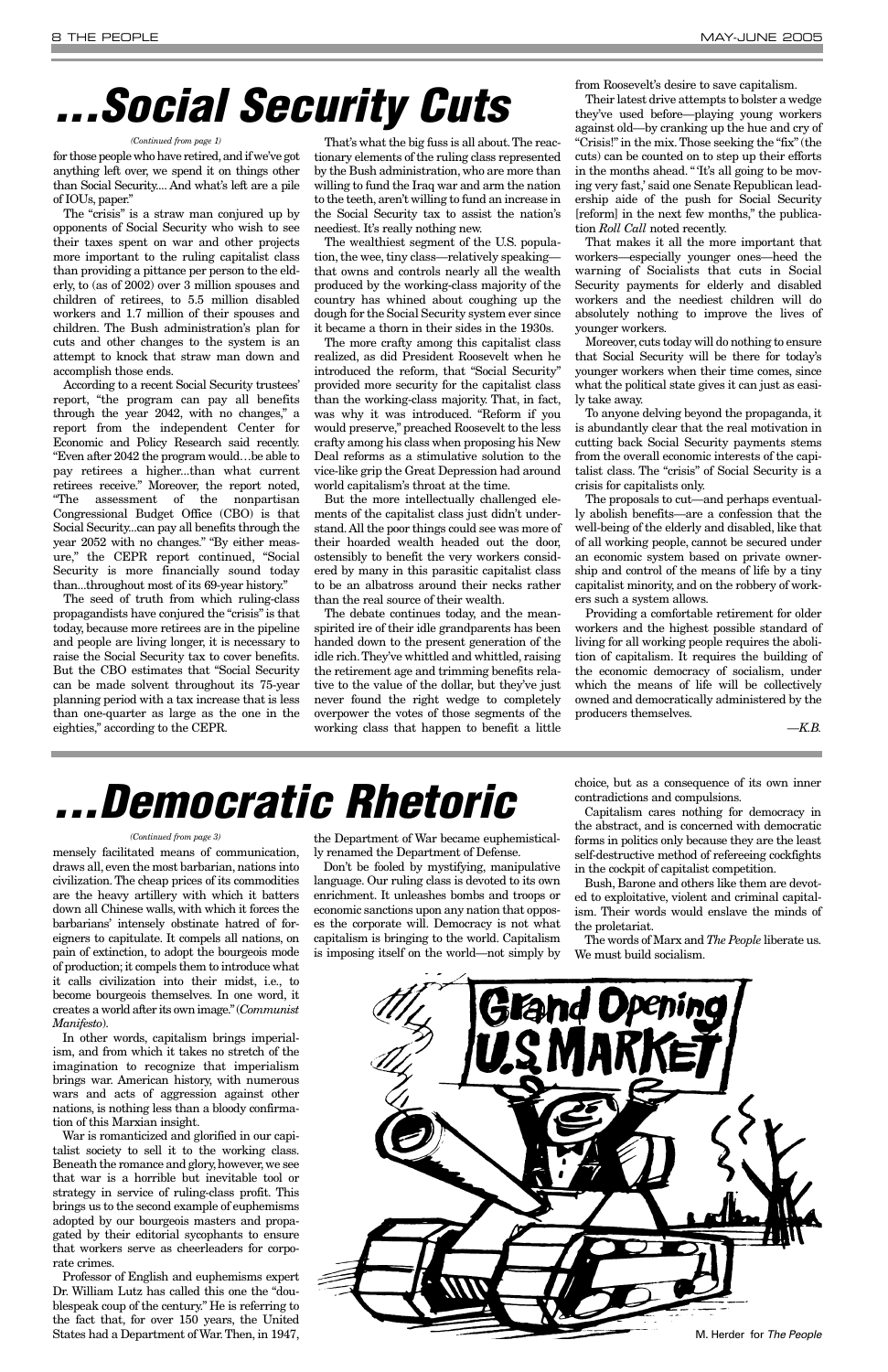# ...Social Security Cuts

*(Continued from page 1)*

for those people who have retired, and if we've got anything left over, we spend it on things other than Social Security.... And what's left are a pile of IOUs, paper."

The "crisis" is a straw man conjured up by opponents of Social Security who wish to see their taxes spent on war and other projects more important to the ruling capitalist class than providing a pittance per person to the elderly, to (as of 2002) over 3 million spouses and children of retirees, to 5.5 million disabled workers and 1.7 million of their spouses and children. The Bush administration's plan for cuts and other changes to the system is an attempt to knock that straw man down and accomplish those ends.

According to a recent Social Security trustees' report, "the program can pay all benefits through the year 2042, with no changes," a report from the independent Center for Economic and Policy Research said recently. "Even after 2042 the program would…be able to pay retirees a higher...than what current retirees receive." Moreover, the report noted, "The assessment of the nonpartisan Congressional Budget Office (CBO) is that Social Security...can pay all benefits through the year 2052 with no changes." "By either measure," the CEPR report continued, "Social Security is more financially sound today than...throughout most of its 69-year history."

The seed of truth from which ruling-class propagandists have conjured the "crisis" is that today, because more retirees are in the pipeline and people are living longer, it is necessary to raise the Social Security tax to cover benefits. But the CBO estimates that "Social Security can be made solvent throughout its 75-year planning period with a tax increase that is less than one-quarter as large as the one in the eighties," according to the CEPR.

That's what the big fuss is all about. The reactionary elements of the ruling class represented by the Bush administration, who are more than willing to fund the Iraq war and arm the nation to the teeth, aren't willing to fund an increase in the Social Security tax to assist the nation's neediest. It's really nothing new.

The wealthiest segment of the U.S. population, the wee, tiny class—relatively speaking—that owns and controls nearly all the wealth produced by the working-class majority of the country has whined about coughing up the dough for the Social Security system ever since it became a thorn in their sides in the 1930s.

The more crafty among this capitalist class realized, as did President Roosevelt when he introduced the reform, that "Social Security" provided more security for the capitalist class than the working-class majority. That, in fact, was why it was introduced. "Reform if you would preserve," preached Roosevelt to the less crafty among his class when proposing his New Deal reforms as a stimulative solution to the vice-like grip the Great Depression had around world capitalism's throat at the time.

But the more intellectually challenged elements of the capitalist class just didn't understand. All the poor things could see was more of their hoarded wealth headed out the door, ostensibly to benefit the very workers considered by many in this parasitic capitalist class to be an albatross around their necks rather than the real source of their wealth.

The debate continues today, and the mean-spirited ire of their idle grandparents has been handed down to the present generation of the idle rich. They've whittled and whittled, raising the retirement age and trimming benefits relative to the value of the dollar, but they've just never found the right wedge to completely overpower the votes of those segments of the working class that happen to benefit a little from Roosevelt's desire to save capitalism.

Their latest drive attempts to bolster a wedge they've used before—playing young workers against old—by cranking up the hue and cry of "Crisis!" in the mix. Those seeking the "fix" (the cuts) can be counted on to step up their efforts in the months ahead. "'It's all going to be moving very fast,' said one Senate Republican leadership aide of the push for Social Security [reform] in the next few months," the publication *Roll Call* noted recently.

That makes it all the more important that workers—especially younger ones—heed the warning of Socialists that cuts in Social Security payments for elderly and disabled workers and the neediest children will do absolutely nothing to improve the lives of younger workers.

Moreover, cuts today will do nothing to ensure that Social Security will be there for today's younger workers when their time comes, since what the political state gives it can just as easily take away.

To anyone delving beyond the propaganda, it is abundantly clear that the real motivation in cutting back Social Security payments stems from the overall economic interests of the capitalist class. The "crisis" of Social Security is a crisis for capitalists only.

The proposals to cut—and perhaps eventually abolish benefits—are a confession that the well-being of the elderly and disabled, like that of all working people, cannot be secured under an economic system based on private ownership and control of the means of life by a tiny capitalist minority, and on the robbery of workers such a system allows.

Providing a comfortable retirement for older workers and the highest possible standard of living for all working people requires the abolition of capitalism. It requires the building of the economic democracy of socialism, under which the means of life will be collectively owned and democratically administered by the producers themselves.

—*K.B.*

# ...Democratic Rhetoric

*(Continued from page 3)*

mensely facilitated means of communication, draws all, even the most barbarian, nations into civilization. The cheap prices of its commodities are the heavy artillery with which it batters down all Chinese walls, with which it forces the barbarians' intensely obstinate hatred of foreigners to capitulate. It compels all nations, on pain of extinction, to adopt the bourgeois mode of production; it compels them to introduce what it calls civilization into their midst, i.e., to become bourgeois themselves. In one word, it creates a world after its own image." (*Communist Manifesto*).

In other words, capitalism brings imperialism, and from which it takes no stretch of the imagination to recognize that imperialism brings war. American history, with numerous wars and acts of aggression against other nations, is nothing less than a bloody confirmation of this Marxian insight.

War is romanticized and glorified in our capitalist society to sell it to the working class. Beneath the romance and glory, however, we see that war is a horrible but inevitable tool or strategy in service of ruling-class profit. This brings us to the second example of euphemisms adopted by our bourgeois masters and propagated by their editorial sycophants to ensure that workers serve as cheerleaders for corporate crimes.

Professor of English and euphemisms expert Dr. William Lutz has called this one the "doublespeak coup of the century." He is referring to the fact that, for over 150 years, the United States had a Department of War. Then, in 1947, the Department of War became euphemistically renamed the Department of Defense.

Don't be fooled by mystifying, manipulative language. Our ruling class is devoted to its own enrichment. It unleashes bombs and troops or economic sanctions upon any nation that opposes the corporate will. Democracy is not what capitalism is bringing to the world. Capitalism is imposing itself on the world—not simply by choice, but as a consequence of its own inner contradictions and compulsions.

Capitalism cares nothing for democracy in the abstract, and is concerned with democratic forms in politics only because they are the least self-destructive method of refereeing cockfights in the cockpit of capitalist competition.

Bush, Barone and others like them are devoted to exploitative, violent and criminal capitalism. Their words would enslave the minds of the proletariat.

The words of Marx and *The People* liberate us. We must build socialism.

M. Herder for *The People*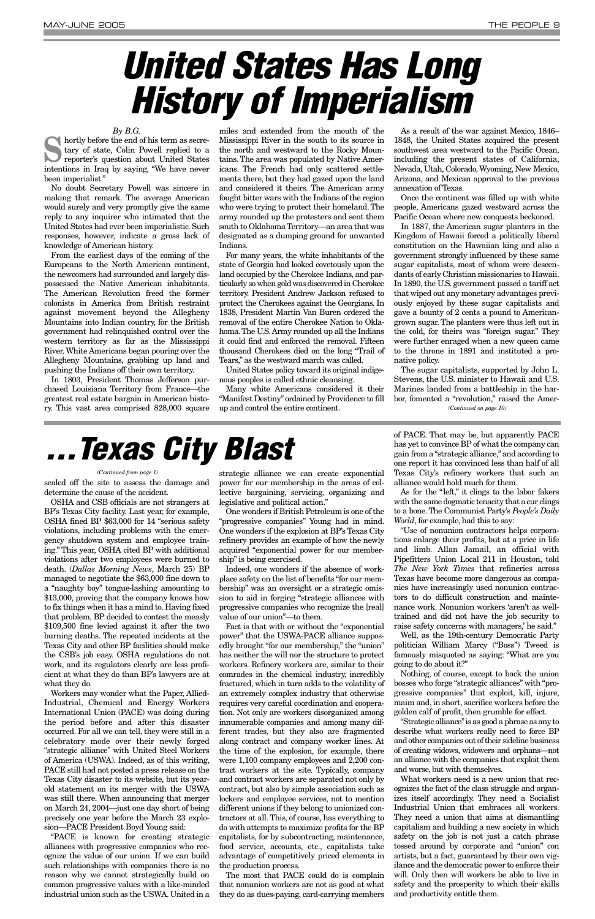# United States Has Long History of Imperialism

*By B.G.*

Shortly before the end of his term as secretary of state, Colin Powell replied to a reporter's question about United States intentions in Iraq by saying, "We have never been imperialist."

No doubt Secretary Powell was sincere in making that remark. The average American would surely and very promptly give the same reply to any inquirer who intimated that the United States had ever been imperialistic. Such responses, however, indicate a gross lack of knowledge of American history.

From the earliest days of the coming of the Europeans to the North American continent, the newcomers had surrounded and largely dispossessed the Native American inhabitants. The American Revolution freed the former colonists in America from British restraint against movement beyond the Allegheny Mountains into Indian country, for the British government had relinquished control over the western territory as far as the Mississippi River. White Americans began pouring over the Allegheny Mountains, grabbing up land and pushing the Indians off their own territory.

In 1803, President Thomas Jefferson purchased Louisiana Territory from France—the greatest real estate bargain in American history. This vast area comprised 828,000 square miles and extended from the mouth of the Mississippi River in the south to its source in the north and westward to the Rocky Mountains. The area was populated by Native Americans. The French had only scattered settlements there, but they had gazed upon the land and considered it theirs. The American army fought bitter wars with the Indians of the region who were trying to protect their homeland. The army rounded up the protesters and sent them south to Oklahoma Territory—an area that was designated as a dumping ground for unwanted Indians.

For many years, the white inhabitants of the state of Georgia had looked covetously upon the land occupied by the Cherokee Indians, and particularly so when gold was discovered in Cherokee territory. President Andrew Jackson refused to protect the Cherokees against the Georgians. In 1838, President Martin Van Buren ordered the removal of the entire Cherokee Nation to Oklahoma. The U.S. Army rounded up all the Indians it could find and enforced the removal. Fifteen thousand Cherokees died on the long "Trail of Tears," as the westward march was called.

United States policy toward its original indigenous peoples is called ethnic cleansing.

Many white Americans considered it their "Manifest Destiny" ordained by Providence to fill up and control the entire continent.

As a result of the war against Mexico, 1846–1848, the United States acquired the present southwest area westward to the Pacific Ocean, including the present states of California, Nevada, Utah, Colorado, Wyoming, New Mexico, Arizona, and Mexican approval to the previous annexation of Texas.

Once the continent was filled up with white people, Americans gazed westward across the Pacific Ocean where new conquests beckoned.

In 1887, the American sugar planters in the Kingdom of Hawaii forced a politically liberal constitution on the Hawaiian king and also a government strongly influenced by these same sugar capitalists, most of whom were descendants of early Christian missionaries to Hawaii. In 1890, the U.S. government passed a tariff act that wiped out any monetary advantages previously enjoyed by these sugar capitalists and gave a bounty of 2 cents a pound to American-grown sugar. The planters were thus left out in the cold, for theirs was "foreign sugar." They were further enraged when a new queen came to the throne in 1891 and instituted a pronative policy.

The sugar capitalists, supported by John L. Stevens, the U.S. minister to Hawaii and U.S. Marines landed from a battleship in the harbor, fomented a "revolution," raised the Amer-

*(Continued on page 10)*

# ...Texas City Blast

*(Continued from page 1)*

sealed off the site to assess the damage and determine the cause of the accident.

OSHA and CSB officials are not strangers at BP's Texas City facility. Last year, for example, OSHA fined BP $63,000 for 14 "serious safety violations, including problems with the emergency shutdown system and employee training." This year, OSHA cited BP with additional violations after two employees were burned to death. (*Dallas Morning News*, March 25) BP managed to negotiate the $63,000 fine down to a "naughty boy" tongue-lashing amounting to $13,000, proving that the company knows how to fix things when it has a mind to. Having fixed that problem, BP decided to contest the measly $109,500 fine levied against it after the two burning deaths. The repeated incidents at the Texas City and other BP facilities should make the CSB's job easy. OSHA regulations do not work, and its regulators clearly are less proficient at what they do than BP's lawyers are at what they do.

Workers may wonder what the Paper, Allied-Industrial, Chemical and Energy Workers International Union (PACE) was doing during the period before and after this disaster occurred. For all we can tell, they were still in a celebratory mode over their newly forged "strategic alliance" with United Steel Workers of America (USWA). Indeed, as of this writing, PACE still had not posted a press release on the Texas City disaster to its website, but its year-old statement on its merger with the USWA was still there. When announcing that merger on March 24, 2004—just one day short of being precisely one year before the March 23 explosion—PACE President Boyd Young said:

"PACE is known for creating strategic alliances with progressive companies who recognize the value of our union. If we can build such relationships with companies there is no reason why we cannot strategically build on common progressive values with a like-minded industrial union such as the USWA. United in a strategic alliance we can create exponential power for our membership in the areas of collective bargaining, servicing, organizing and legislative and political action."

One wonders if British Petroleum is one of the "progressive companies" Young had in mind. One wonders if the explosion at BP's Texas City refinery provides an example of how the newly acquired "exponential power for our membership" is being exercised.

Indeed, one wonders if the absence of workplace safety on the list of benefits "for our membership" was an oversight or a strategic omission to aid in forging "strategic alliances with progressive companies who recognize the [real] value of our union"—to them.

Fact is that with or without the "exponential power" that the USWA-PACE alliance supposedly brought "for our membership," the "union" has neither the will nor the structure to protect workers. Refinery workers are, similar to their comrades in the chemical industry, incredibly fractured, which in turn adds to the volatility of an extremely complex industry that otherwise requires very careful coordination and cooperation. Not only are workers disorganized among innumerable companies and among many different trades, but they also are fragmented along contract and company worker lines. At the time of the explosion, for example, there were 1,100 company employees and 2,200 contract workers at the site. Typically, company and contract workers are separated not only by contract, but also by simple association such as lockers and employee services, not to mention different unions if they belong to unionized contractors at all. This, of course, has everything to do with attempts to maximize profits for the BP capitalists, for by subcontracting, maintenance, food service, accounts, etc., capitalists take advantage of competitively priced elements in the production process.

The most that PACE could do is complain that nonunion workers are not as good at what they do as dues-paying, card-carrying members of PACE. That may be, but apparently PACE has yet to convince BP of what the company can gain from a "strategic alliance," and according to one report it has convinced less than half of all Texas City's refinery workers that such an alliance would hold much for them.

As for the "left," it clings to the labor fakers with the same dogmatic tenacity that a cur clings to a bone. The Communist Party's *People's Daily World*, for example, had this to say:

"Use of nonunion contractors helps corporations enlarge their profits, but at a price in life and limb. Allan Jamail, an official with Pipefitters Union Local 211 in Houston, told *The New York Times* that refineries across Texas have become more dangerous as companies have increasingly used nonunion contractors to do difficult construction and maintenance work. Nonunion workers 'aren't as well-trained and did not have the job security to raise safety concerns with managers,' he said."

Well, as the 19th-century Democratic Party politician William Marcy ("Boss") Tweed is famously misquoted as saying: "What are you going to do about it?"

Nothing, of course, except to back the union bosses who forge "strategic alliances" with "progressive companies" that exploit, kill, injure, maim and, in short, sacrifice workers before the golden calf of profit, then grumble for effect.

"Strategic alliance" is as good a phrase as any to describe what workers really need to force BP and other companies out of their sideline business of creating widows, widowers and orphans—not an alliance with the companies that exploit them and worse, but with themselves.

What workers need is a new union that recognizes the fact of the class struggle and organizes itself accordingly. They need a Socialist Industrial Union that embraces all workers. They need a union that aims at dismantling capitalism and building a new society in which safety on the job is not just a catch phrase tossed around by corporate and "union" con artists, but a fact, guaranteed by their own vigilance and the democratic power to enforce their will. Only then will workers be able to live in safety and the prosperity to which their skills and productivity entitle them.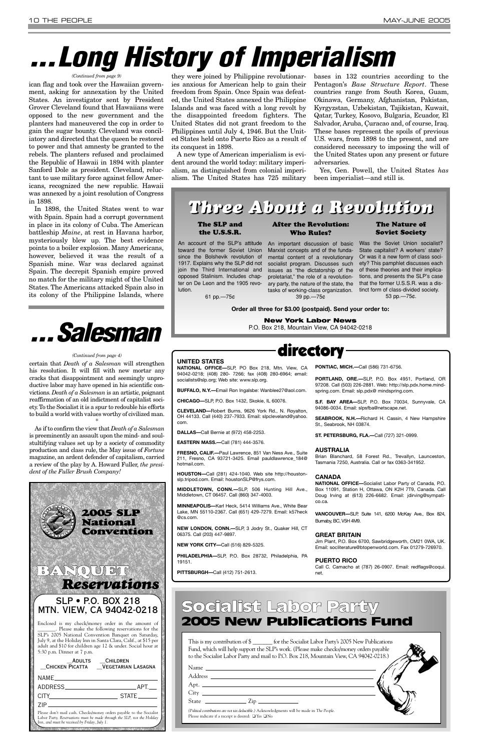# ...Long History of Imperialism

*(Continued from page 9)*

ican flag and took over the Hawaiian government, asking for annexation by the United States. An investigator sent by President Grover Cleveland found that Hawaiians were opposed to the new government and the planters had maneuvered the coup in order to gain the sugar bounty. Cleveland was conciliatory and directed that the queen be restored to power and that amnesty be granted to the rebels. The planters refused and proclaimed the Republic of Hawaii in 1894 with planter Sanford Dole as president. Cleveland, reluctant to use military force against fellow Americans, recognized the new republic. Hawaii was annexed by a joint resolution of Congress in 1898.

In 1898, the United States went to war with Spain. Spain had a corrupt government in place in its colony of Cuba. The American battleship *Maine*, at rest in Havana harbor, mysteriously blew up. The best evidence points to a boiler explosion. Many Americans, however, believed it was the result of a Spanish mine. War was declared against Spain. The decrepit Spanish empire proved no match for the military might of the United States. The Americans attacked Spain also in its colony of the Philippine Islands, where they were joined by Philippine revolutionaries anxious for American help to gain their freedom from Spain. Once Spain was defeated, the United States annexed the Philippine Islands and was faced with a long revolt by the disappointed freedom fighters. The United States did not grant freedom to the Philippines until July 4, 1946. But the United States held onto Puerto Rico as a result of its conquest in 1898.

A new type of American imperialism is evident around the world today: military imperialism, as distinguished from colonial imperialism. The United States has 725 military bases in 132 countries according to the Pentagon's *Base Structure Report*. These countries range from South Korea, Guam, Okinawa, Germany, Afghanistan, Pakistan, Kyrgyzstan, Uzbekistan, Tajikistan, Kuwait, Qatar, Turkey, Kosovo, Bulgaria, Ecuador, El Salvador, Aruba, Çuracao and, of course, Iraq. These bases represent the spoils of previous U.S. wars, from 1898 to the present, and are considered necessary to imposing the will of the United States upon any present or future adversaries.

Yes, Gen. Powell, the United States *has* been imperialist—and still is.

# ...Salesman

*(Continued from page 4)*

certain that *Death of a Salesman* will strengthen his resolution. It will fill with new mortar any cracks that disappointment and seemingly unproductive labor may have opened in his scientific convictions. *Death of a Salesman* is an artistic, poignant reaffirmation of an old indictment of capitalist society. To the Socialist it is a spur to redouble his efforts to build a world with values worthy of civilized man.

\*

As if to confirm the view that *Death of a Salesman* is preeminently an assault upon the mind- and soul-stultifying values set up by a society of commodity production and class rule, the May issue of *Fortune* magazine, an ardent defender of capitalism, carried a review of the play by A. Howard Fuller, *the president of the Fuller Brush Company!*

## Three About a Revolution

**The SLP and the U.S.S.R.**

An account of the SLP's attitude toward the former Soviet Union since the Bolshevik revolution of 1917. Explains why the SLP did not join the Third International and opposed Stalinism. Includes chapter on De Leon and the 1905 revolution.

61 pp.—75¢

**After the Revolution: Who Rules?**

An important discussion of basic Marxist concepts and of the fundamental content of a revolutionary socialist program. Discusses such issues as "the dictatorship of the proletariat," the role of a revolutionary party, the nature of the state, the tasks of working-class organization.

39 pp.—75¢

**The Nature of Soviet Society**

Was the Soviet Union socialist? State capitalist? A workers' state? Or was it a new form of class society? This pamphlet discusses each of these theories and their implications, and presents the SLP's case that the former U.S.S.R. was a distinct form of class-divided society.

53 pp.—75¢.

**Order all three for $3.00 (postpaid). Send your order to:**

**New York Labor News**
P.O. Box 218, Mountain View, CA 94042-0218

## 2005 SLP National Convention

## BANQUET Reservations

SLP • P.O. BOX 218
MTN. VIEW, CA 94042-0218

Enclosed is my check/money order in the amount of _______. Please make the following reservations for the SLP's 2005 National Convention Banquet on Saturday, July 9, at the Holiday Inn in Santa Clara, Calif., at $15 per adult and $10 for children age 12 & under. Social hour at 5:30 p.m. Dinner at 7 p.m.

__Adults __Children
__Chicken Picatta __Vegetarian Lasagna

NAME______________________
ADDRESS__________________ APT.___
CITY_______________ STATE_____
ZIP______________

Please don't mail cash. Checks/money orders payable to the Socialist Labor Party. *Reservations must be made through the SLP, not the Holiday Inn, and must be received by Friday, July 1.*

## directory

**UNITED STATES**

**NATIONAL OFFICE—**SLP, PO Box 218, Mtn. View, CA 94042-0218; (408) 280- 7266; fax (408) 280-6964; email: socialists@slp.org; Web site: www.slp.org.

**BUFFALO, N.Y.—**Email Ron Ingalsbe: Wanblee27@aol.com.

**CHICAGO—**SLP, P.O. Box 1432, Skokie, IL 60076.

**CLEVELAND—**Robert Burns, 9626 York Rd., N. Royalton, OH 44133. Call (440) 237-7933. Email: slpcleveland@yahoo.com.

**DALLAS—**Call Bernie at (972) 458-2253.

**EASTERN MASS.—**Call (781) 444-3576.

**FRESNO, CALIF.—**Paul Lawrence, 851 Van Ness Ave., Suite 211, Fresno, CA 93721-3425. Email pauldlawrence_184@hotmail.com.

**HOUSTON—**Call (281) 424-1040. Web site http://houston-slp.tripod.com. Email: houstonSLP@frys.com.

**MIDDLETOWN, CONN.—**SLP, 506 Hunting Hill Ave., Middletown, CT 06457. Call (860) 347-4003.

**MINNEAPOLIS—**Karl Heck, 5414 Williams Ave., White Bear Lake, MN 55110-2367. Call (651) 429-7279. Email: k57heck@cs.com.

**NEW LONDON, CONN.—**SLP, 3 Jodry St., Quaker Hill, CT 06375. Call (203) 447-9897.

**NEW YORK CITY—**Call (516) 829-5325.

**PHILADELPHIA—**SLP, P.O. Box 28732, Philadelphia, PA 19151.

**PITTSBURGH—**Call (412) 751-2613.

**PONTIAC, MICH.—**Call (586) 731-6756.

**PORTLAND, ORE.—**SLP, P.O. Box 4951, Portland, OR 97208. Call (503) 226-2881. Web: http://slp.pdx.home.mindspring.com. Email: slp.pdx@ mindspring.com.

**S.F. BAY AREA—**SLP, P.O. Box 70034, Sunnyvale, CA 94086-0034. Email: slpsfba@netscape.net.

**SEABROOK, N.H.—**Richard H. Cassin, 4 New Hampshire St., Seabrook, NH 03874.

**ST. PETERSBURG, FLA.—**Call (727) 321-0999.

**AUSTRALIA**

Brian Blanchard, 58 Forest Rd., Trevallyn, Launceston, Tasmania 7250, Australia. Call or fax 0363-341952.

**CANADA**

**NATIONAL OFFICE—**Socialist Labor Party of Canada, P.O. Box 11091, Station H, Ottawa, ON K2H 7T9, Canada. Call Doug Irving at (613) 226-6682. Email: jdirving@sympatico.ca.

**VANCOUVER—**SLP, Suite 141, 6200 McKay Ave., Box 824, Burnaby, BC, V5H 4M9.

**GREAT BRITAIN**

Jim Plant, P.O. Box 6700, Sawbridgeworth, CM21 0WA, UK. Email: socliterature@btopenworld.com. Fax 01279-726970.

**PUERTO RICO**

Call C. Camacho at (787) 26-0907. Email: redflags@coqui.net.

## Socialist Labor Party 2005 New Publications Fund

This is my contribution of $ _______ for the Socialist Labor Party's 2005 New Publications Fund, which will help support the SLP's work. (Please make checks/money orders payable to the Socialist Labor Party and mail to P.O. Box 218, Mountain View, CA 94042-0218.)

Name ______________________
Address ______________________
Apt. ______________________
City ______________________
State __________ Zip __________

*(Political contributions are not tax deductible.)* Acknowledgments will be made in *The People*.
Please indicate if a receipt is desired: ❑ Yes ❑ No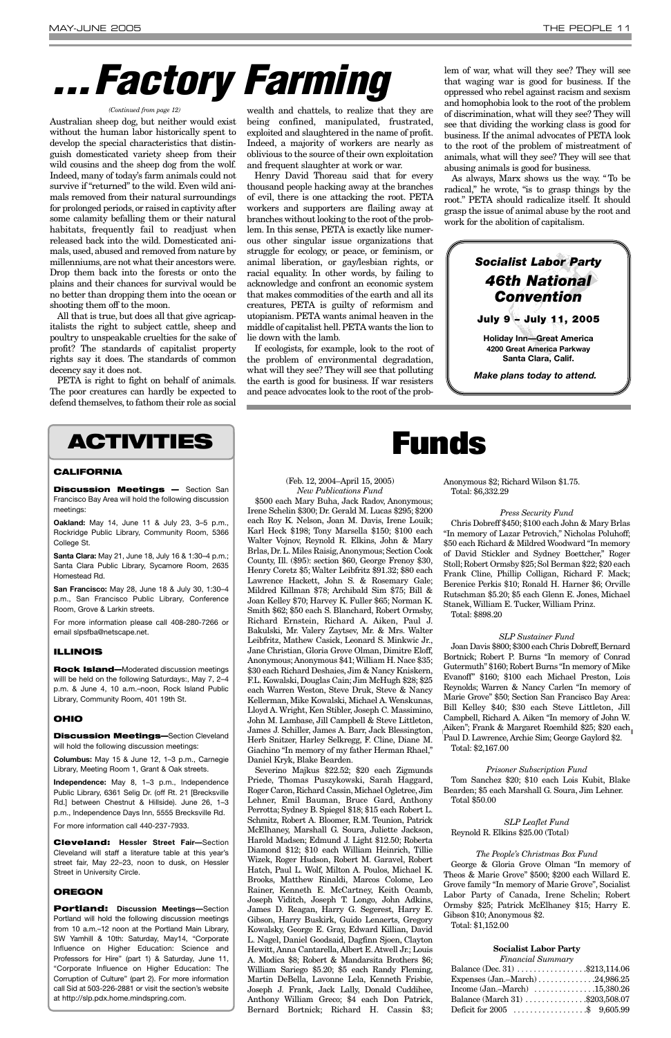# ...Factory Farming

*(Continued from page 12)*

Australian sheep dog, but neither would exist without the human labor historically spent to develop the special characteristics that distinguish domesticated variety sheep from their wild cousins and the sheep dog from the wolf. Indeed, many of today's farm animals could not survive if "returned" to the wild. Even wild animals removed from their natural surroundings for prolonged periods, or raised in captivity after some calamity befalling them or their natural habitats, frequently fail to readjust when released back into the wild. Domesticated animals, used, abused and removed from nature by millenniums, are not what their ancestors were. Drop them back into the forests or onto the plains and their chances for survival would be no better than dropping them into the ocean or shooting them off to the moon.

All that is true, but does all that give agricapitalists the right to subject cattle, sheep and poultry to unspeakable cruelties for the sake of profit? The standards of capitalist property rights say it does. The standards of common decency say it does not.

PETA is right to fight on behalf of animals. The poor creatures can hardly be expected to defend themselves, to fathom their role as social wealth and chattels, to realize that they are being confined, manipulated, frustrated, exploited and slaughtered in the name of profit. Indeed, a majority of workers are nearly as oblivious to the source of their own exploitation and frequent slaughter at work or war.

Henry David Thoreau said that for every thousand people hacking away at the branches of evil, there is one attacking the root. PETA workers and supporters are flailing away at branches without looking to the root of the problem. In this sense, PETA is exactly like numerous other singular issue organizations that struggle for ecology, or peace, or feminism, or animal liberation, or gay/lesbian rights, or racial equality. In other words, by failing to acknowledge and confront an economic system that makes commodities of the earth and all its creatures, PETA is guilty of reformism and utopianism. PETA wants animal heaven in the middle of capitalist hell. PETA wants the lion to lie down with the lamb.

If ecologists, for example, look to the root of the problem of environmental degradation, what will they see? They will see that polluting the earth is good for business. If war resisters and peace advocates look to the root of the problem of war, what will they see? They will see that waging war is good for business. If the oppressed who rebel against racism and sexism and homophobia look to the root of the problem of discrimination, what will they see? They will see that dividing the working class is good for business. If the animal advocates of PETA look to the root of the problem of mistreatment of animals, what will they see? They will see that abusing animals is good for business.

As always, Marx shows us the way. "To be radical," he wrote, "is to grasp things by the root." PETA should radicalize itself. It should grasp the issue of animal abuse by the root and work for the abolition of capitalism.

***Socialist Labor Party***

***46th National Convention***

**July 9 – July 11, 2005**

**Holiday Inn—Great America**
**4200 Great America Parkway**
**Santa Clara, Calif.**

***Make plans today to attend.***

# ACTIVITIES

## CALIFORNIA

**Discussion Meetings —** Section San Francisco Bay Area will hold the following discussion meetings:

**Oakland:** May 14, June 11 & July 23, 3–5 p.m., Rockridge Public Library, Community Room, 5366 College St.

**Santa Clara:** May 21, June 18, July 16 & 1:30–4 p.m.; Santa Clara Public Library, Sycamore Room, 2635 Homestead Rd.

**San Francisco:** May 28, June 18 & July 30, 1:30–4 p.m., San Francisco Public Library, Conference Room, Grove & Larkin streets.

For more information please call 408-280-7266 or email slpsfba@netscape.net.

## ILLINOIS

**Rock Island—**Moderated discussion meetings willl be held on the following Saturdays:, May 7, 2–4 p.m. & June 4, 10 a.m.–noon, Rock Island Public Library, Community Room, 401 19th St.

## OHIO

**Discussion Meetings—**Section Cleveland will hold the following discussion meetings:

**Columbus:** May 15 & June 12, 1–3 p.m., Carnegie Library, Meeting Room 1, Grant & Oak streets.

**Independence:** May 8, 1–3 p.m., Independence Public Library, 6361 Selig Dr. (off Rt. 21 [Brecksville Rd.] between Chestnut & Hillside). June 26, 1–3 p.m., Independence Days Inn, 5555 Brecksville Rd.

For more information call 440-237-7933.

**Cleveland: Hessler Street Fair—**Section Cleveland will staff a literature table at this year's street fair, May 22–23, noon to dusk, on Hessler Street in University Circle.

## OREGON

**Portland: Discussion Meetings—**Section Portland will hold the following discussion meetings from 10 a.m.–12 noon at the Portland Main Library, SW Yamhill & 10th: Saturday, May14, "Corporate Influence on Higher Education: Science and Professors for Hire" (part 1) & Saturday, June 11, "Corporate Influence on Higher Education: The Corruption of Culture" (part 2). For more information call Sid at 503-226-2881 or visit the section's website at http://slp.pdx.home.mindspring.com.

# Funds

(Feb. 12, 2004–April 15, 2005)

*New Publications Fund*

$500 each Mary Buha, Jack Radov, Anonymous; Irene Schelin $300; Dr. Gerald M. Lucas $295; $200 each Roy K. Nelson, Joan M. Davis, Irene Louik; Karl Heck $198; Tony Marsella $150; $100 each Walter Vojnov, Reynold R. Elkins, John & Mary Brlas, Dr. L. Miles Raisig, Anonymous; Section Cook County, Ill. ($95): section $60, George Frenoy $30, Henry Coretz $5; Walter Leibfritz $91.32; $80 each Lawrence Hackett, John S. & Rosemary Gale; Mildred Killman $78; Archibald Sim $75; Bill & Joan Kelley $70; Harvey K. Fuller $65; Norman K. Smith $62; $50 each S. Blanchard, Robert Ormsby, Richard Ernstein, Richard A. Aiken, Paul J. Bakulski, Mr. Valery Zaytsev, Mr. & Mrs. Walter Leibfritz, Mathew Casick, Leonard S. Minkwic Jr., Jane Christian, Gloria Grove Olman, Dimitre Eloff, Anonymous; Anonymous $41; William H. Nace $35; $30 each Richard Deshaies, Jim & Nancy Kniskern, F.L. Kowalski, Douglas Cain; Jim McHugh $28; $25 each Warren Weston, Steve Druk, Steve & Nancy Kellerman, Mike Kowalski, Michael A. Wenskunas, Lloyd A. Wright, Ken Stibler, Joseph C. Massimino, John M. Lambase, Jill Campbell & Steve Littleton, James J. Schiller, James A. Barr, Jack Blessington, Herb Snitzer, Harley Selkregg, F. Cline, Diane M. Giachino "In memory of my father Herman Rhael," Daniel Kryk, Blake Bearden.

Severino Majkus $22.52; $20 each Zigmunds Priede, Thomas Puszykowski, Sarah Haggard, Roger Caron, Richard Cassin, Michael Ogletree, Jim Lehner, Emil Bauman, Bruce Gard, Anthony Perrotta; Sydney B. Spiegel $18; $15 each Robert L. Schmitz, Robert A. Bloomer, R.M. Teunion, Patrick McElhaney, Marshall G. Soura, Juliette Jackson, Harold Madsen; Edmund J. Light $12.50; Roberta Diamond $12; $10 each William Heinrich, Tillie Wizek, Roger Hudson, Robert M. Garavel, Robert Hatch, Paul L. Wolf, Milton A. Poulos, Michael K. Brooks, Matthew Rinaldi, Marcos Colome, Leo Rainer, Kenneth E. McCartney, Keith Ocamb, Joseph Viditch, Joseph T. Longo, John Adkins, James D. Reagan, Harry G. Segerest, Harry E. Gibson, Harry Buskirk, Guido Lenaerts, Gregory Kowalsky, George E. Gray, Edward Killian, David L. Nagel, Daniel Goodsaid, Dagfinn Sjoen, Clayton Hewitt, Anna Cantarella, Albert E. Atwell Jr.; Louis A. Modica $8; Robert & Mandarsita Brothers $6; William Sariego $5.20; $5 each Randy Fleming, Martin DeBella, Lavonne Lela, Kenneth Frisbie, Joseph J. Frank, Jack Lally, Donald Cuddihee, Anthony William Greco; $4 each Don Patrick, Bernard Bortnick; Richard H. Cassin $3; Anonymous $2; Richard Wilson $1.75.

Total: $6,332.29

*Press Security Fund*

Chris Dobreff $450; $100 each John & Mary Brlas "In memory of Lazar Petrovich," Nicholas Poluhoff; $50 each Richard & Mildred Woodward "In memory of David Stickler and Sydney Boettcher," Roger Stoll; Robert Ormsby $25; Sol Berman $22; $20 each Frank Cline, Phillip Colligan, Richard F. Mack; Berenice Perkis $10; Ronald H. Harner $6; Orville Rutschman $5.20; $5 each Glenn E. Jones, Michael Stanek, William E. Tucker, William Prinz.

Total: $898.20

*SLP Sustainer Fund*

Joan Davis $800; $300 each Chris Dobreff, Bernard Bortnick; Robert P. Burns "In memory of Conrad Gutermuth" $160; Robert Burns "In memory of Mike Evanoff" $160; $100 each Michael Preston, Lois Reynolds; Warren & Nancy Carlen "In memory of Marie Grove" $50; Section San Francisco Bay Area: Bill Kelley $40; $30 each Steve Littleton, Jill Campbell, Richard A. Aiken "In memory of John W. Aiken"; Frank & Margaret Roemhild $25; $20 each Paul D. Lawrence, Archie Sim; George Gaylord $2.

Total: $2,167.00

*Prisoner Subscription Fund*

Tom Sanchez $20; $10 each Lois Kubit, Blake Bearden; $5 each Marshall G. Soura, Jim Lehner.

Total $50.00

*SLP Leaflet Fund*

Reynold R. Elkins $25.00 (Total)

*The People's Christmas Box Fund*

George & Gloria Grove Olman "In memory of Theos & Marie Grove" $500; $200 each Willard E. Grove family "In memory of Marie Grove", Socialist Labor Party of Canada, Irene Schelin; Robert Ormsby $25; Patrick McElhaney $15; Harry E. Gibson $10; Anonymous $2.

Total: $1,152.00

**Socialist Labor Party**

*Financial Summary*

| | |
|---|---|
| Balance (Dec. 31) | $213,114.06 |
| Expenses (Jan.–March) | 24,986.25 |
| Income (Jan.–March) | 15,380.26 |
| Balance (March 31) | $203,508.07 |
| Deficit for 2005 | $ 9,605.99 |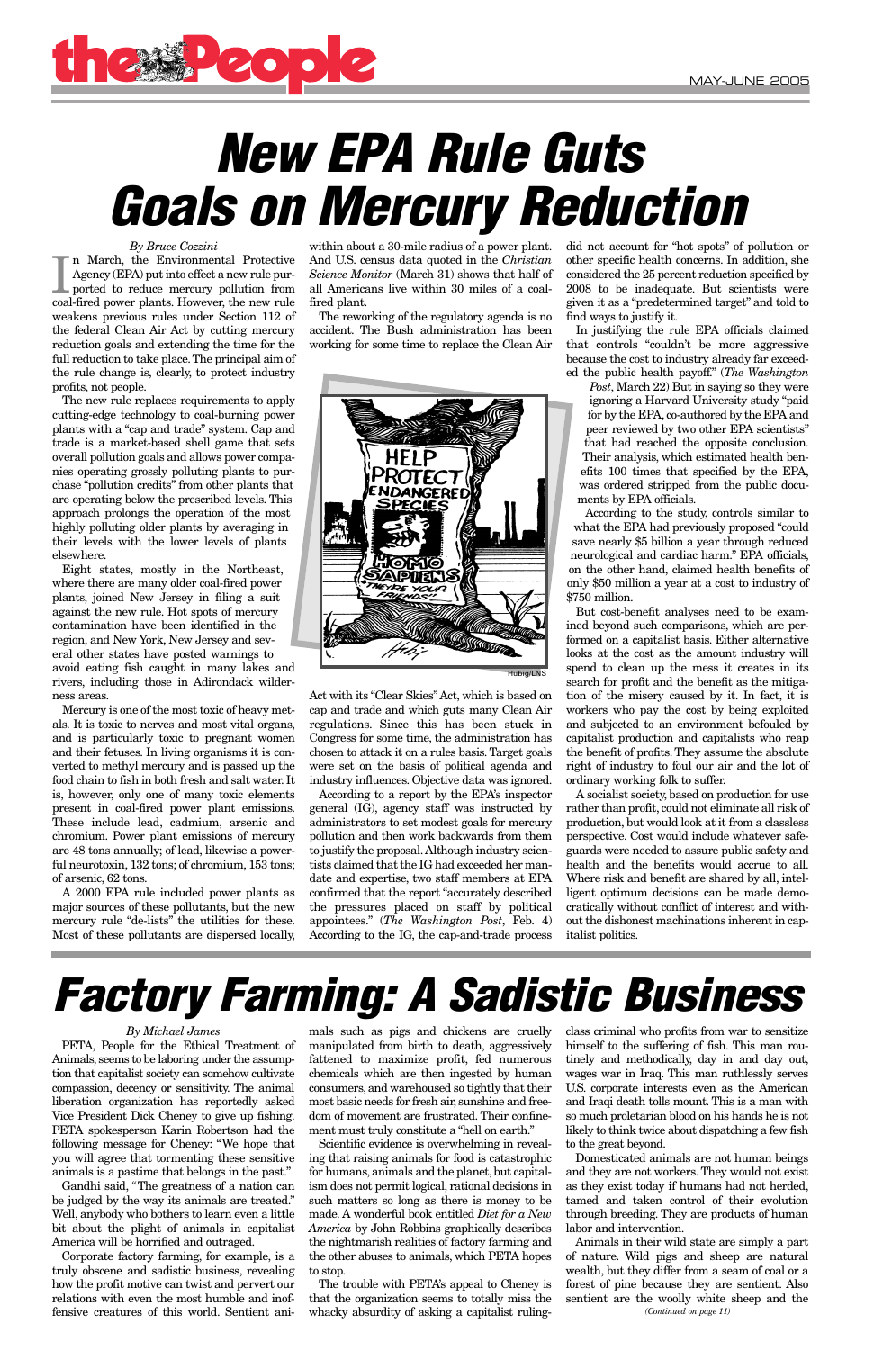# New EPA Rule Guts Goals on Mercury Reduction

*By Bruce Cozzini*

In March, the Environmental Protective Agency (EPA) put into effect a new rule purported to reduce mercury pollution from coal-fired power plants. However, the new rule weakens previous rules under Section 112 of the federal Clean Air Act by cutting mercury reduction goals and extending the time for the full reduction to take place. The principal aim of the rule change is, clearly, to protect industry profits, not people.

The new rule replaces requirements to apply cutting-edge technology to coal-burning power plants with a "cap and trade" system. Cap and trade is a market-based shell game that sets overall pollution goals and allows power companies operating grossly polluting plants to purchase "pollution credits" from other plants that are operating below the prescribed levels. This approach prolongs the operation of the most highly polluting older plants by averaging in their levels with the lower levels of plants elsewhere.

Eight states, mostly in the Northeast, where there are many older coal-fired power plants, joined New Jersey in filing a suit against the new rule. Hot spots of mercury contamination have been identified in the region, and New York, New Jersey and several other states have posted warnings to avoid eating fish caught in many lakes and rivers, including those in Adirondack wilderness areas.

Mercury is one of the most toxic of heavy metals. It is toxic to nerves and most vital organs, and is particularly toxic to pregnant women and their fetuses. In living organisms it is converted to methyl mercury and is passed up the food chain to fish in both fresh and salt water. It is, however, only one of many toxic elements present in coal-fired power plant emissions. These include lead, cadmium, arsenic and chromium. Power plant emissions of mercury are 48 tons annually; of lead, likewise a powerful neurotoxin, 132 tons; of chromium, 153 tons; of arsenic, 62 tons.

A 2000 EPA rule included power plants as major sources of these pollutants, but the new mercury rule "de-lists" the utilities for these. Most of these pollutants are dispersed locally, within about a 30-mile radius of a power plant. And U.S. census data quoted in the *Christian Science Monitor* (March 31) shows that half of all Americans live within 30 miles of a coal-fired plant.

The reworking of the regulatory agenda is no accident. The Bush administration has been working for some time to replace the Clean Air Act with its "Clear Skies" Act, which is based on cap and trade and which guts many Clean Air regulations. Since this has been stuck in Congress for some time, the administration has chosen to attack it on a rules basis. Target goals were set on the basis of political agenda and industry influences. Objective data was ignored.

According to a report by the EPA's inspector general (IG), agency staff was instructed by administrators to set modest goals for mercury pollution and then work backwards from them to justify the proposal. Although industry scientists claimed that the IG had exceeded her mandate and expertise, two staff members at EPA confirmed that the report "accurately described the pressures placed on staff by political appointees." (*The Washington Post*, Feb. 4) According to the IG, the cap-and-trade process did not account for "hot spots" of pollution or other specific health concerns. In addition, she considered the 25 percent reduction specified by 2008 to be inadequate. But scientists were given it as a "predetermined target" and told to find ways to justify it.

In justifying the rule EPA officials claimed that controls "couldn't be more aggressive because the cost to industry already far exceeded the public health payoff." (*The Washington Post*, March 22) But in saying so they were ignoring a Harvard University study "paid for by the EPA, co-authored by the EPA and peer reviewed by two other EPA scientists" that had reached the opposite conclusion. Their analysis, which estimated health benefits 100 times that specified by the EPA, was ordered stripped from the public documents by EPA officials.

According to the study, controls similar to what the EPA had previously proposed "could save nearly $5 billion a year through reduced neurological and cardiac harm." EPA officials, on the other hand, claimed health benefits of only $50 million a year at a cost to industry of $750 million.

But cost-benefit analyses need to be examined beyond such comparisons, which are performed on a capitalist basis. Either alternative looks at the cost as the amount industry will spend to clean up the mess it creates in its search for profit and the benefit as the mitigation of the misery caused by it. In fact, it is workers who pay the cost by being exploited and subjected to an environment befouled by capitalist production and capitalists who reap the benefit of profits. They assume the absolute right of industry to foul our air and the lot of ordinary working folk to suffer.

A socialist society, based on production for use rather than profit, could not eliminate all risk of production, but would look at it from a classless perspective. Cost would include whatever safeguards were needed to assure public safety and health and the benefits would accrue to all. Where risk and benefit are shared by all, intelligent optimum decisions can be made democratically without conflict of interest and without the dishonest machinations inherent in capitalist politics.

HELP PROTECT ENDANGERED SPECIES
HOMO SAPIENS
THEY'RE YOUR FRIENDS!!
Hubig

Hubig/LNS

# Factory Farming: A Sadistic Business

*By Michael James*

PETA, People for the Ethical Treatment of Animals, seems to be laboring under the assumption that capitalist society can somehow cultivate compassion, decency or sensitivity. The animal liberation organization has reportedly asked Vice President Dick Cheney to give up fishing. PETA spokesperson Karin Robertson had the following message for Cheney: "We hope that you will agree that tormenting these sensitive animals is a pastime that belongs in the past."

Gandhi said, "The greatness of a nation can be judged by the way its animals are treated." Well, anybody who bothers to learn even a little bit about the plight of animals in capitalist America will be horrified and outraged.

Corporate factory farming, for example, is a truly obscene and sadistic business, revealing how the profit motive can twist and pervert our relations with even the most humble and inoffensive creatures of this world. Sentient animals such as pigs and chickens are cruelly manipulated from birth to death, aggressively fattened to maximize profit, fed numerous chemicals which are then ingested by human consumers, and warehoused so tightly that their most basic needs for fresh air, sunshine and freedom of movement are frustrated. Their confinement must truly constitute a "hell on earth."

Scientific evidence is overwhelming in revealing that raising animals for food is catastrophic for humans, animals and the planet, but capitalism does not permit logical, rational decisions in such matters so long as there is money to be made. A wonderful book entitled *Diet for a New America* by John Robbins graphically describes the nightmarish realities of factory farming and the other abuses to animals, which PETA hopes to stop.

The trouble with PETA's appeal to Cheney is that the organization seems to totally miss the whacky absurdity of asking a capitalist ruling-class criminal who profits from war to sensitize himself to the suffering of fish. This man routinely and methodically, day in and day out, wages war in Iraq. This man ruthlessly serves U.S. corporate interests even as the American and Iraqi death tolls mount. This is a man with so much proletarian blood on his hands he is not likely to think twice about dispatching a few fish to the great beyond.

Domesticated animals are not human beings and they are not workers. They would not exist as they exist today if humans had not herded, tamed and taken control of their evolution through breeding. They are products of human labor and intervention.

Animals in their wild state are simply a part of nature. Wild pigs and sheep are natural wealth, but they differ from a seam of coal or a forest of pine because they are sentient. Also sentient are the woolly white sheep and the

*(Continued on page 11)*